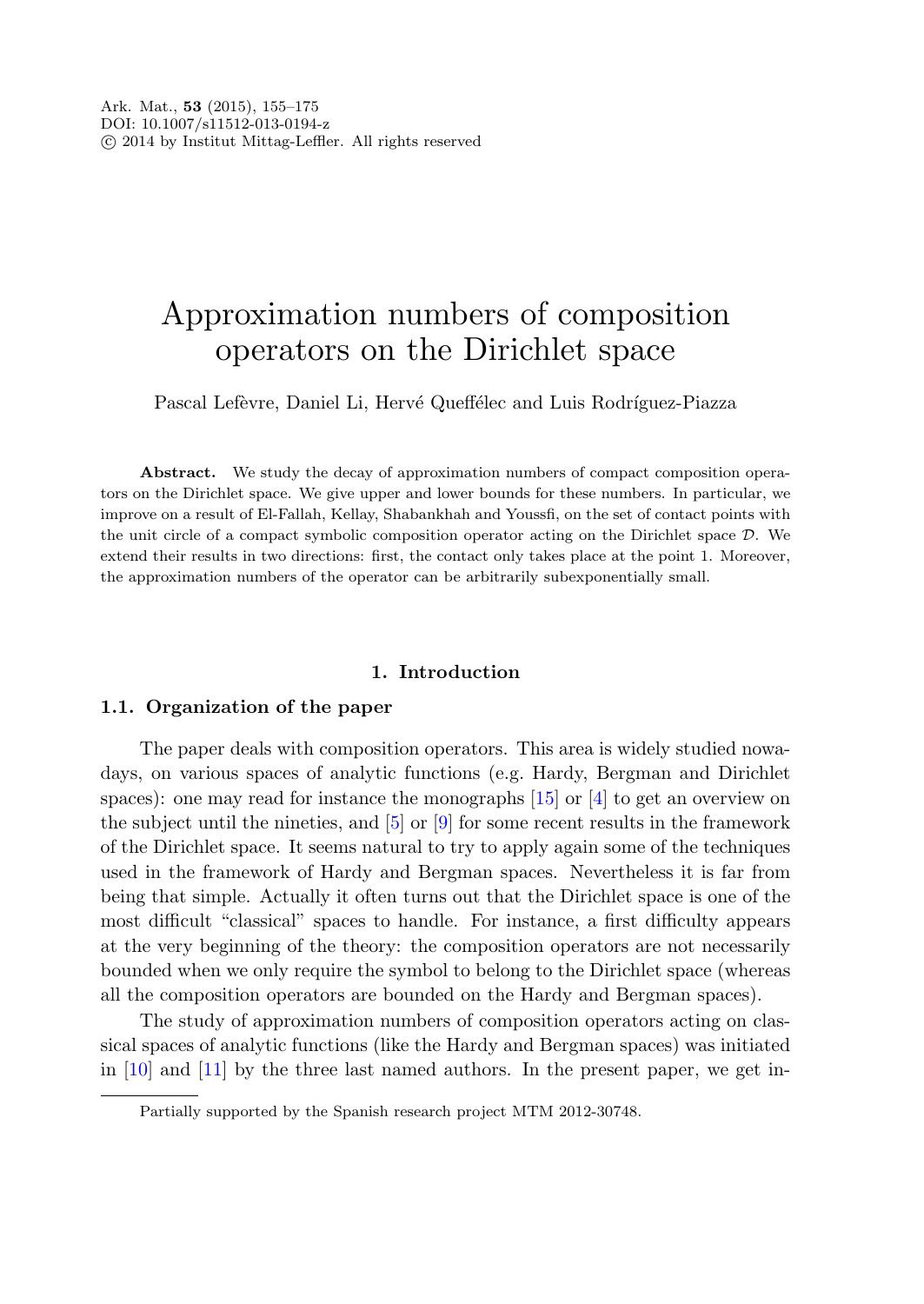# Approximation numbers of composition operators on the Dirichlet space

Pascal Lefèvre, Daniel Li, Hervé Queffélec and Luis Rodríguez-Piazza

**Abstract.** We study the decay of approximation numbers of compact composition operators on the Dirichlet space. We give upper and lower bounds for these numbers. In particular, we improve on a result of El-Fallah, Kellay, Shabankhah and Youssfi, on the set of contact points with the unit circle of a compact symbolic composition operator acting on the Dirichlet space $\mathcal{D}$. We extend their results in two directions: first, the contact only takes place at the point 1. Moreover, the approximation numbers of the operator can be arbitrarily subexponentially small.

## 1. Introduction

### 1.1. Organization of the paper

The paper deals with composition operators. This area is widely studied nowadays, on various spaces of analytic functions (e.g. Hardy, Bergman and Dirichlet spaces): one may read for instance the monographs [15] or [4] to get an overview on the subject until the nineties, and [5] or [9] for some recent results in the framework of the Dirichlet space. It seems natural to try to apply again some of the techniques used in the framework of Hardy and Bergman spaces. Nevertheless it is far from being that simple. Actually it often turns out that the Dirichlet space is one of the most difficult "classical" spaces to handle. For instance, a first difficulty appears at the very beginning of the theory: the composition operators are not necessarily bounded when we only require the symbol to belong to the Dirichlet space (whereas all the composition operators are bounded on the Hardy and Bergman spaces).

The study of approximation numbers of composition operators acting on classical spaces of analytic functions (like the Hardy and Bergman spaces) was initiated in [10] and [11] by the three last named authors. In the present paper, we get in-

Partially supported by the Spanish research project MTM 2012-30748.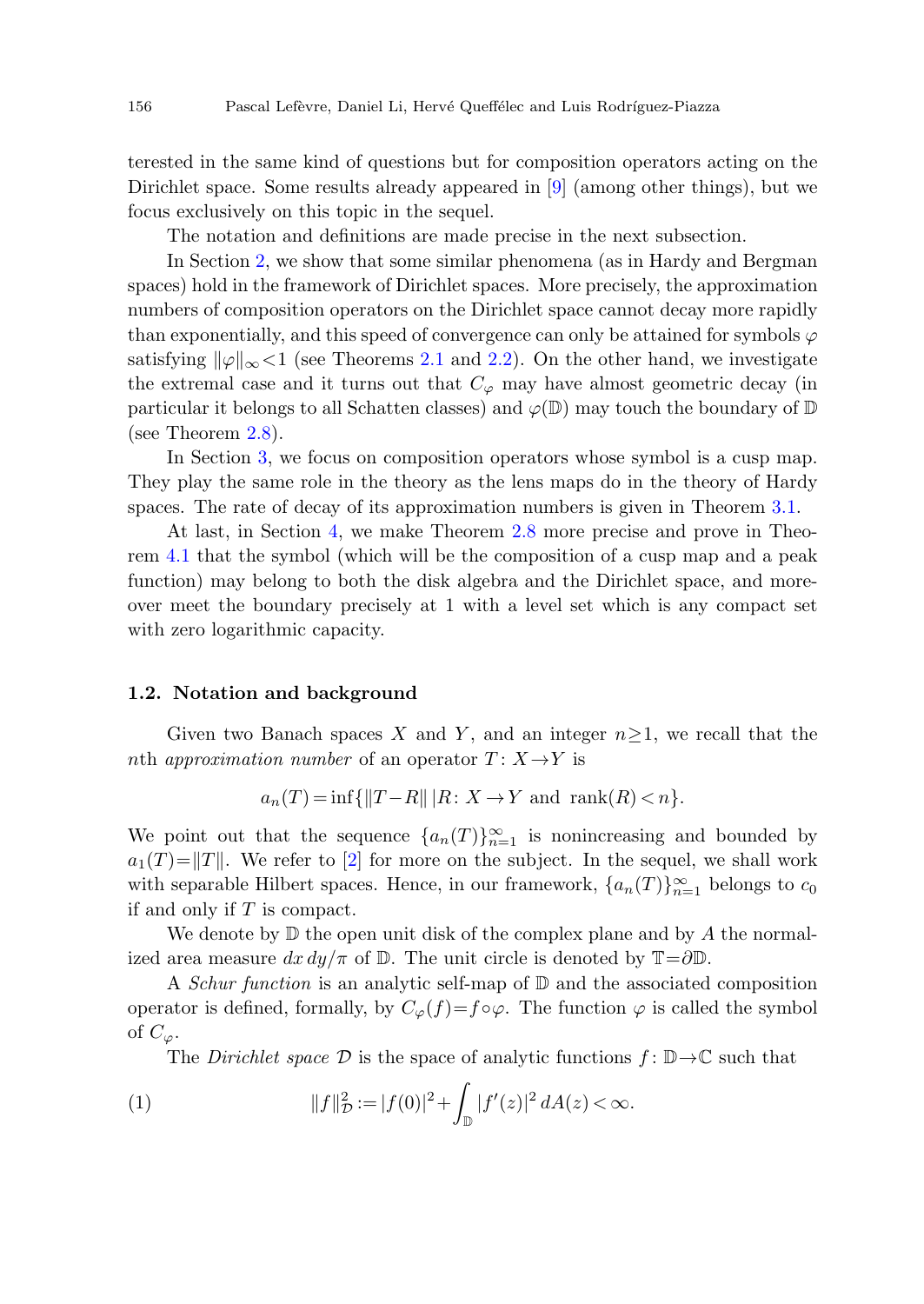terested in the same kind of questions but for composition operators acting on the Dirichlet space. Some results already appeared in [9] (among other things), but we focus exclusively on this topic in the sequel.

The notation and definitions are made precise in the next subsection.

In Section 2, we show that some similar phenomena (as in Hardy and Bergman spaces) hold in the framework of Dirichlet spaces. More precisely, the approximation numbers of composition operators on the Dirichlet space cannot decay more rapidly than exponentially, and this speed of convergence can only be attained for symbols $\varphi$ satisfying $\|\varphi\|_\infty<1$ (see Theorems 2.1 and 2.2). On the other hand, we investigate the extremal case and it turns out that $C_\varphi$ may have almost geometric decay (in particular it belongs to all Schatten classes) and $\varphi(\mathbb{D})$ may touch the boundary of $\mathbb{D}$ (see Theorem 2.8).

In Section 3, we focus on composition operators whose symbol is a cusp map. They play the same role in the theory as the lens maps do in the theory of Hardy spaces. The rate of decay of its approximation numbers is given in Theorem 3.1.

At last, in Section 4, we make Theorem 2.8 more precise and prove in Theorem 4.1 that the symbol (which will be the composition of a cusp map and a peak function) may belong to both the disk algebra and the Dirichlet space, and moreover meet the boundary precisely at 1 with a level set which is any compact set with zero logarithmic capacity.

### 1.2. Notation and background

Given two Banach spaces $X$ and $Y$, and an integer $n\geq 1$, we recall that the $n$th *approximation number* of an operator $T\colon X\to Y$ is

$$a_n(T)=\inf\{\|T-R\|\,|R\colon X\to Y \text{ and } \operatorname{rank}(R)<n\}.$$

We point out that the sequence $\{a_n(T)\}_{n=1}^\infty$ is nonincreasing and bounded by $a_1(T)=\|T\|$. We refer to [2] for more on the subject. In the sequel, we shall work with separable Hilbert spaces. Hence, in our framework, $\{a_n(T)\}_{n=1}^\infty$ belongs to $c_0$ if and only if $T$ is compact.

We denote by $\mathbb{D}$ the open unit disk of the complex plane and by $A$ the normalized area measure $dx\,dy/\pi$ of $\mathbb{D}$. The unit circle is denoted by $\mathbb{T}=\partial\mathbb{D}$.

A *Schur function* is an analytic self-map of $\mathbb{D}$ and the associated composition operator is defined, formally, by $C_\varphi(f)=f\circ\varphi$. The function $\varphi$ is called the symbol of $C_\varphi$.

The *Dirichlet space* $\mathcal{D}$ is the space of analytic functions $f\colon\mathbb{D}\to\mathbb{C}$ such that

$$\|f\|_{\mathcal{D}}^2:=|f(0)|^2+\int_{\mathbb{D}}|f'(z)|^2\,dA(z)<\infty. \tag{1}$$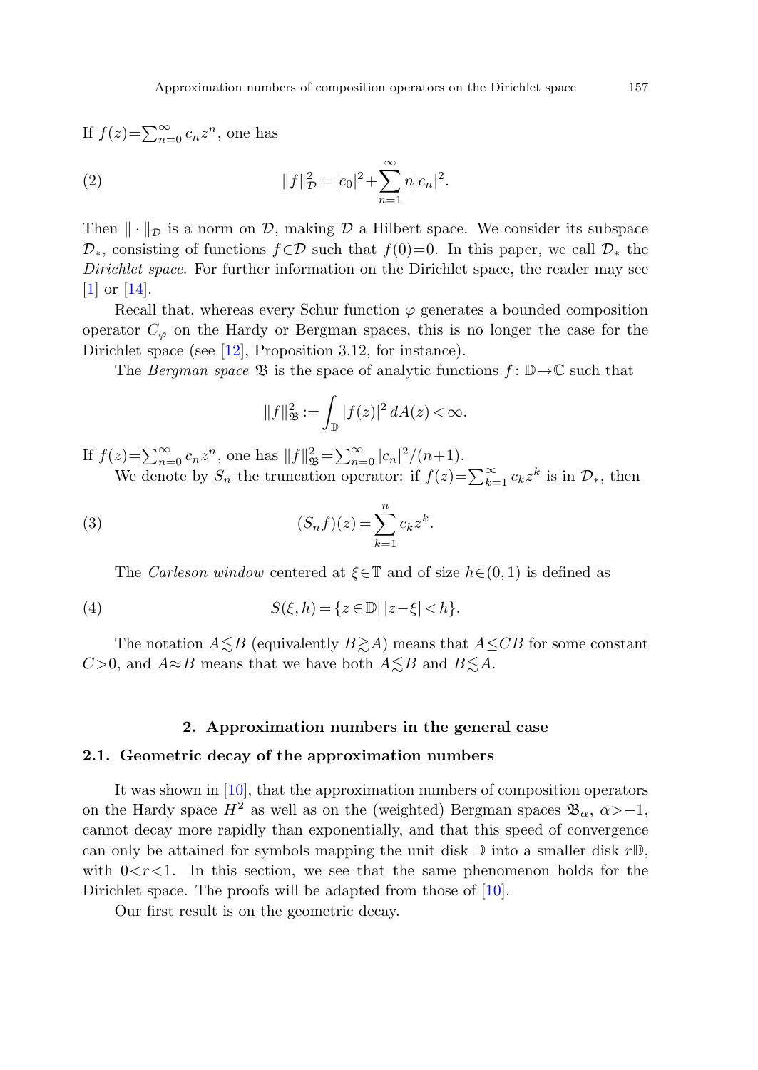If $f(z) = \sum_{n=0}^{\infty} c_n z^n$, one has

$$\|f\|_{\mathcal{D}}^2 = |c_0|^2 + \sum_{n=1}^{\infty} n|c_n|^2. \tag{2}$$

Then $\|\cdot\|_{\mathcal{D}}$ is a norm on $\mathcal{D}$, making $\mathcal{D}$ a Hilbert space. We consider its subspace $\mathcal{D}_*$, consisting of functions $f \in \mathcal{D}$ such that $f(0)=0$. In this paper, we call $\mathcal{D}_*$ the *Dirichlet space*. For further information on the Dirichlet space, the reader may see [1] or [14].

Recall that, whereas every Schur function $\varphi$ generates a bounded composition operator $C_\varphi$ on the Hardy or Bergman spaces, this is no longer the case for the Dirichlet space (see [12], Proposition 3.12, for instance).

The *Bergman space* $\mathfrak{B}$ is the space of analytic functions $f\colon \mathbb{D} \to \mathbb{C}$ such that

$$\|f\|_{\mathfrak{B}}^2 := \int_{\mathbb{D}} |f(z)|^2 \, dA(z) < \infty.$$

If $f(z) = \sum_{n=0}^{\infty} c_n z^n$, one has $\|f\|_{\mathfrak{B}}^2 = \sum_{n=0}^{\infty} |c_n|^2/(n+1)$.

We denote by $S_n$ the truncation operator: if $f(z) = \sum_{k=1}^{\infty} c_k z^k$ is in $\mathcal{D}_*$, then

$$(S_n f)(z) = \sum_{k=1}^{n} c_k z^k. \tag{3}$$

The *Carleson window* centered at $\xi \in \mathbb{T}$ and of size $h \in (0,1)$ is defined as

$$S(\xi, h) = \{z \in \mathbb{D} \,|\, |z - \xi| < h\}. \tag{4}$$

The notation $A \lesssim B$ (equivalently $B \gtrsim A$) means that $A \leq CB$ for some constant $C > 0$, and $A \approx B$ means that we have both $A \lesssim B$ and $B \lesssim A$.

## 2. Approximation numbers in the general case

### 2.1. Geometric decay of the approximation numbers

It was shown in [10], that the approximation numbers of composition operators on the Hardy space $H^2$ as well as on the (weighted) Bergman spaces $\mathfrak{B}_\alpha$, $\alpha > -1$, cannot decay more rapidly than exponentially, and that this speed of convergence can only be attained for symbols mapping the unit disk $\mathbb{D}$ into a smaller disk $r\mathbb{D}$, with $0 < r < 1$. In this section, we see that the same phenomenon holds for the Dirichlet space. The proofs will be adapted from those of [10].

Our first result is on the geometric decay.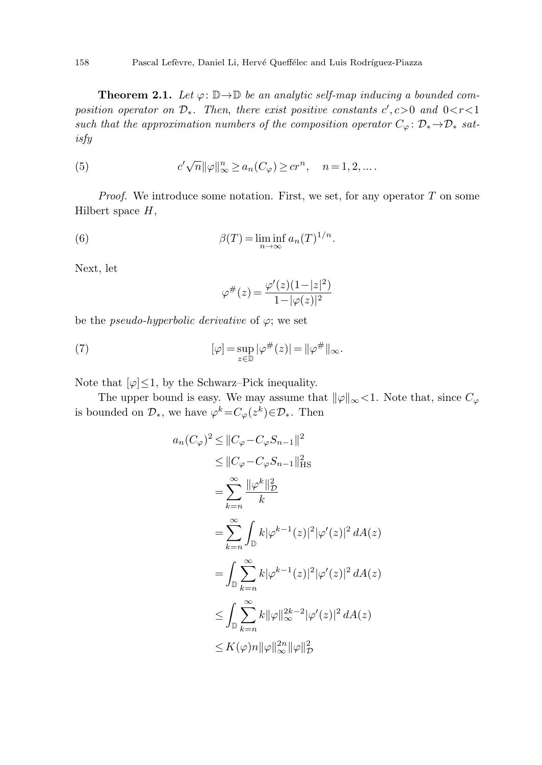**Theorem 2.1.** *Let $\varphi\colon \mathbb{D}\to\mathbb{D}$ be an analytic self-map inducing a bounded composition operator on $\mathcal{D}_*$. Then, there exist positive constants $c', c>0$ and $0<r<1$ such that the approximation numbers of the composition operator $C_\varphi\colon \mathcal{D}_*\to\mathcal{D}_*$ satisfy*

$$c'\sqrt{n}\|\varphi\|_\infty^n \geq a_n(C_\varphi) \geq cr^n, \quad n=1,2,\dots. \tag{5}$$

*Proof.* We introduce some notation. First, we set, for any operator $T$ on some Hilbert space $H$,

$$\beta(T) = \liminf_{n\to\infty} a_n(T)^{1/n}. \tag{6}$$

Next, let

$$\varphi^{\#}(z) = \frac{\varphi'(z)(1-|z|^2)}{1-|\varphi(z)|^2}$$

be the *pseudo-hyperbolic derivative* of $\varphi$; we set

$$[\varphi] = \sup_{z\in\mathbb{D}} |\varphi^{\#}(z)| = \|\varphi^{\#}\|_\infty. \tag{7}$$

Note that $[\varphi]\leq 1$, by the Schwarz–Pick inequality.

The upper bound is easy. We may assume that $\|\varphi\|_\infty<1$. Note that, since $C_\varphi$ is bounded on $\mathcal{D}_*$, we have $\varphi^k = C_\varphi(z^k)\in\mathcal{D}_*$. Then

$$\begin{aligned}
a_n(C_\varphi)^2 &\leq \|C_\varphi - C_\varphi S_{n-1}\|^2 \\
&\leq \|C_\varphi - C_\varphi S_{n-1}\|_{\mathrm{HS}}^2 \\
&= \sum_{k=n}^\infty \frac{\|\varphi^k\|_{\mathcal{D}}^2}{k} \\
&= \sum_{k=n}^\infty \int_{\mathbb{D}} k|\varphi^{k-1}(z)|^2 |\varphi'(z)|^2\, dA(z) \\
&= \int_{\mathbb{D}} \sum_{k=n}^\infty k|\varphi^{k-1}(z)|^2 |\varphi'(z)|^2\, dA(z) \\
&\leq \int_{\mathbb{D}} \sum_{k=n}^\infty k\|\varphi\|_\infty^{2k-2} |\varphi'(z)|^2\, dA(z) \\
&\leq K(\varphi) n \|\varphi\|_\infty^{2n} \|\varphi\|_{\mathcal{D}}^2
\end{aligned}$$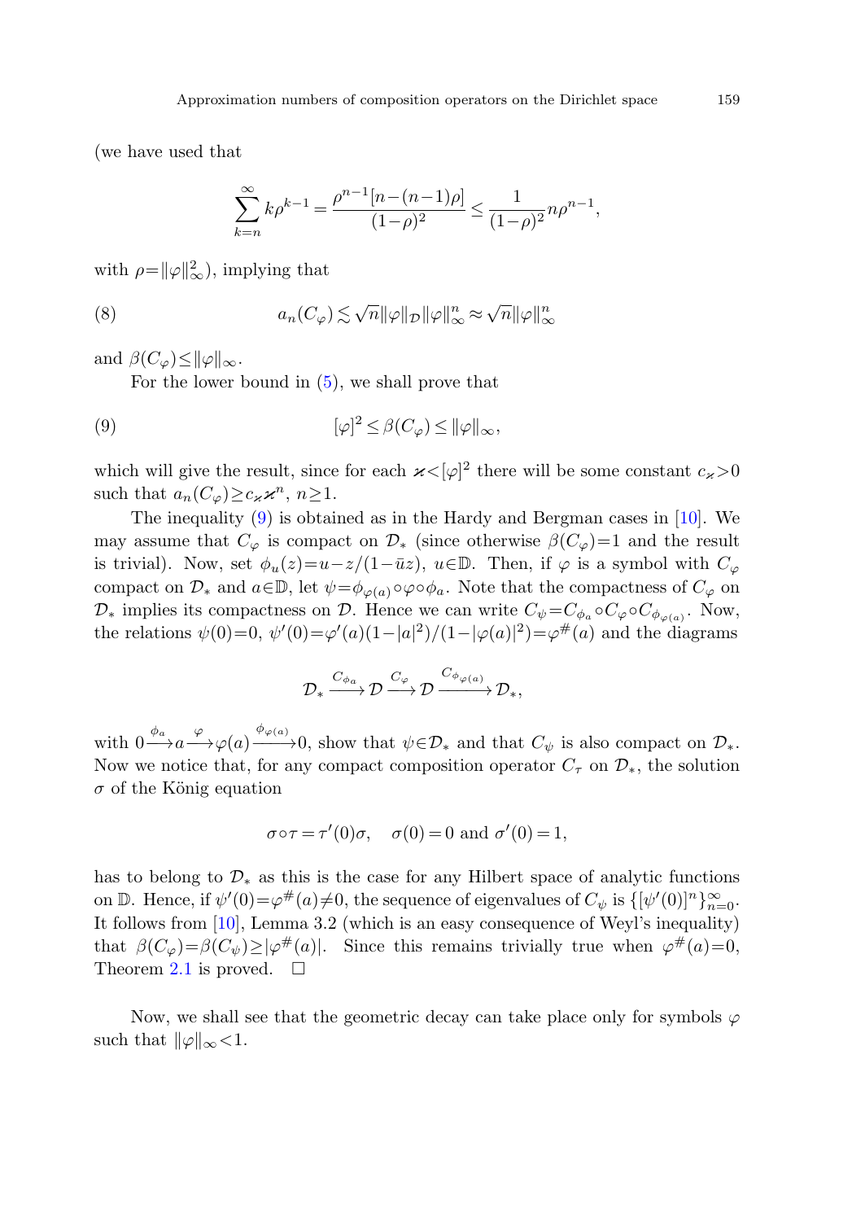(we have used that

$$\sum_{k=n}^{\infty} k\rho^{k-1} = \frac{\rho^{n-1}[n-(n-1)\rho]}{(1-\rho)^2} \leq \frac{1}{(1-\rho)^2} n\rho^{n-1},$$

with $\rho = \|\varphi\|_\infty^2$), implying that

$$a_n(C_\varphi) \lesssim \sqrt{n} \|\varphi\|_{\mathcal{D}} \|\varphi\|_\infty^n \approx \sqrt{n} \|\varphi\|_\infty^n \tag{8}$$

and $\beta(C_\varphi) \leq \|\varphi\|_\infty$.

For the lower bound in (5), we shall prove that

$$[\varphi]^2 \leq \beta(C_\varphi) \leq \|\varphi\|_\infty, \tag{9}$$

which will give the result, since for each $\varkappa < [\varphi]^2$ there will be some constant $c_\varkappa > 0$ such that $a_n(C_\varphi) \geq c_\varkappa \varkappa^n$, $n \geq 1$.

The inequality (9) is obtained as in the Hardy and Bergman cases in [10]. We may assume that $C_\varphi$ is compact on $\mathcal{D}_*$ (since otherwise $\beta(C_\varphi) = 1$ and the result is trivial). Now, set $\phi_u(z) = u - z/(1 - \bar{u}z)$, $u \in \mathbb{D}$. Then, if $\varphi$ is a symbol with $C_\varphi$ compact on $\mathcal{D}_*$ and $a \in \mathbb{D}$, let $\psi = \phi_{\varphi(a)} \circ \varphi \circ \phi_a$. Note that the compactness of $C_\varphi$ on $\mathcal{D}_*$ implies its compactness on $\mathcal{D}$. Hence we can write $C_\psi = C_{\phi_a} \circ C_\varphi \circ C_{\phi_{\varphi(a)}}$. Now, the relations $\psi(0) = 0$, $\psi'(0) = \varphi'(a)(1 - |a|^2)/(1 - |\varphi(a)|^2) = \varphi^\#(a)$ and the diagrams

$$\mathcal{D}_* \xrightarrow{C_{\phi_a}} \mathcal{D} \xrightarrow{C_\varphi} \mathcal{D} \xrightarrow{C_{\phi_{\varphi(a)}}} \mathcal{D}_*,$$

with $0 \xrightarrow{\phi_a} a \xrightarrow{\varphi} \varphi(a) \xrightarrow{\phi_{\varphi(a)}} 0$, show that $\psi \in \mathcal{D}_*$ and that $C_\psi$ is also compact on $\mathcal{D}_*$. Now we notice that, for any compact composition operator $C_\tau$ on $\mathcal{D}_*$, the solution $\sigma$ of the König equation

$$\sigma \circ \tau = \tau'(0)\sigma, \quad \sigma(0) = 0 \text{ and } \sigma'(0) = 1,$$

has to belong to $\mathcal{D}_*$ as this is the case for any Hilbert space of analytic functions on $\mathbb{D}$. Hence, if $\psi'(0) = \varphi^\#(a) \neq 0$, the sequence of eigenvalues of $C_\psi$ is $\{[\psi'(0)]^n\}_{n=0}^\infty$. It follows from [10], Lemma 3.2 (which is an easy consequence of Weyl's inequality) that $\beta(C_\varphi) = \beta(C_\psi) \geq |\varphi^\#(a)|$. Since this remains trivially true when $\varphi^\#(a) = 0$, Theorem 2.1 is proved. $\square$

Now, we shall see that the geometric decay can take place only for symbols $\varphi$ such that $\|\varphi\|_\infty < 1$.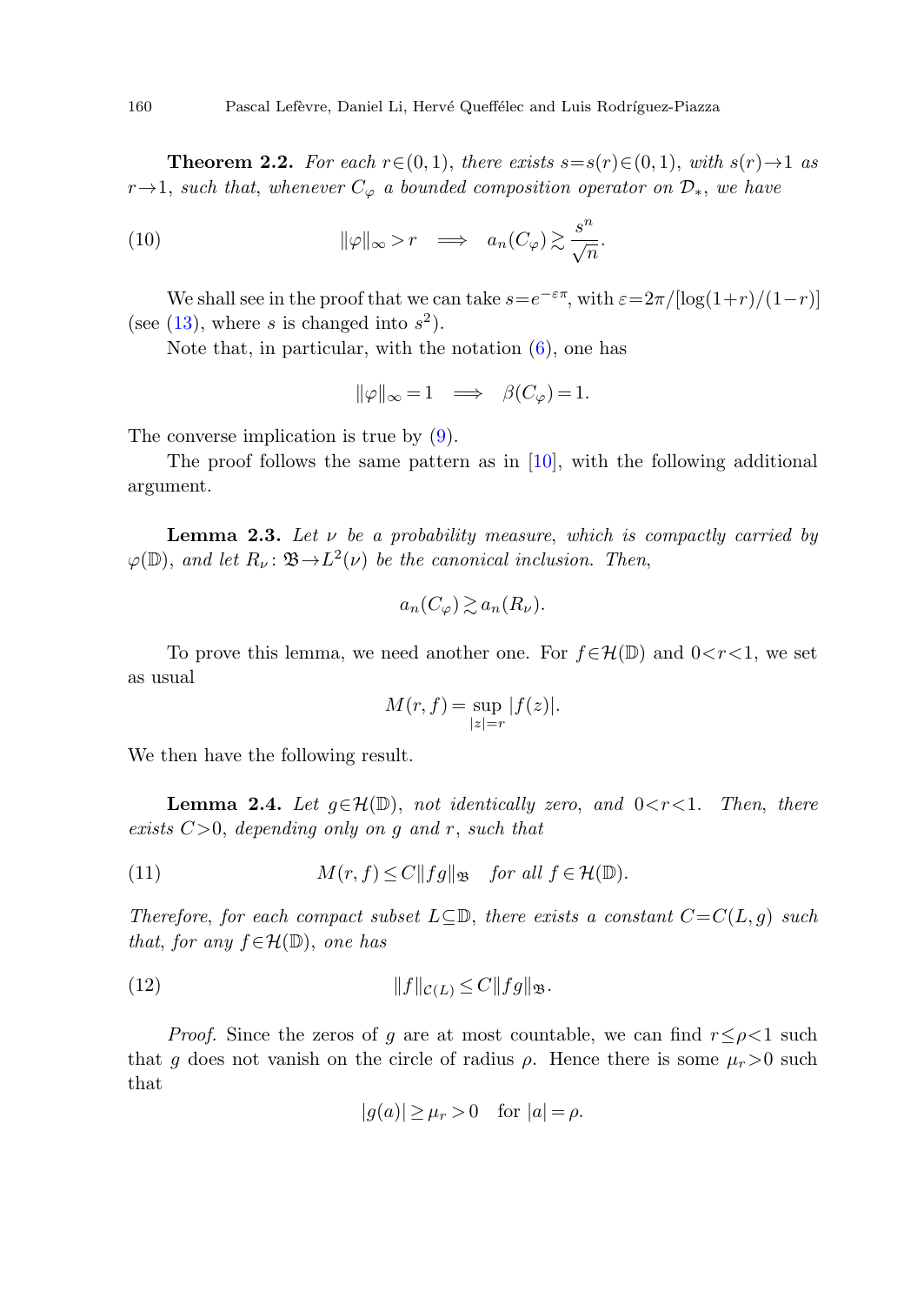**Theorem 2.2.** *For each $r\in(0,1)$, there exists $s=s(r)\in(0,1)$, with $s(r)\to 1$ as $r\to 1$, such that, whenever $C_\varphi$ a bounded composition operator on $\mathcal{D}_*$, we have*

$$\|\varphi\|_\infty > r \quad \Longrightarrow \quad a_n(C_\varphi) \gtrsim \frac{s^n}{\sqrt{n}}. \tag{10}$$

We shall see in the proof that we can take $s=e^{-\varepsilon\pi}$, with $\varepsilon=2\pi/[\log(1+r)/(1-r)]$ (see (13), where $s$ is changed into $s^2$).

Note that, in particular, with the notation (6), one has

$$\|\varphi\|_\infty = 1 \quad \Longrightarrow \quad \beta(C_\varphi) = 1.$$

The converse implication is true by (9).

The proof follows the same pattern as in [10], with the following additional argument.

**Lemma 2.3.** *Let $\nu$ be a probability measure, which is compactly carried by $\varphi(\mathbb{D})$, and let $R_\nu\colon \mathfrak{B}\to L^2(\nu)$ be the canonical inclusion. Then,*

$$a_n(C_\varphi) \gtrsim a_n(R_\nu).$$

To prove this lemma, we need another one. For $f\in\mathcal{H}(\mathbb{D})$ and $0<r<1$, we set as usual

$$M(r,f) = \sup_{|z|=r} |f(z)|.$$

We then have the following result.

**Lemma 2.4.** *Let $g\in\mathcal{H}(\mathbb{D})$, not identically zero, and $0<r<1$. Then, there exists $C>0$, depending only on $g$ and $r$, such that*

$$M(r,f) \le C\|fg\|_{\mathfrak{B}} \quad \text{for all } f\in\mathcal{H}(\mathbb{D}). \tag{11}$$

*Therefore, for each compact subset $L\subseteq\mathbb{D}$, there exists a constant $C=C(L,g)$ such that, for any $f\in\mathcal{H}(\mathbb{D})$, one has*

$$\|f\|_{\mathcal{C}(L)} \le C\|fg\|_{\mathfrak{B}}. \tag{12}$$

*Proof.* Since the zeros of $g$ are at most countable, we can find $r\le\rho<1$ such that $g$ does not vanish on the circle of radius $\rho$. Hence there is some $\mu_r>0$ such that

$$|g(a)| \ge \mu_r > 0 \quad \text{for } |a|=\rho.$$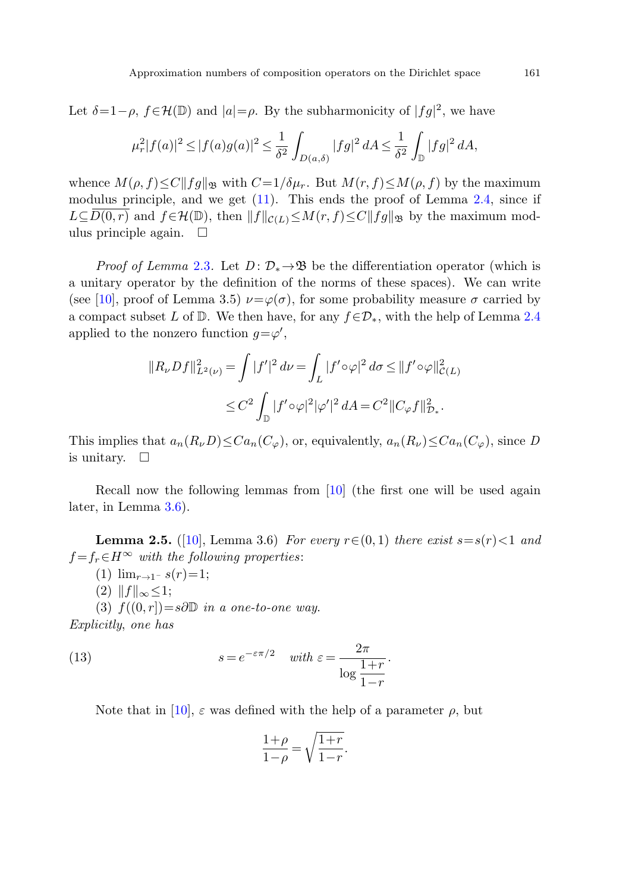Let $\delta = 1-\rho$, $f\in\mathcal{H}(\mathbb{D})$ and $|a|=\rho$. By the subharmonicity of $|fg|^2$, we have

$$\mu_r^2|f(a)|^2 \le |f(a)g(a)|^2 \le \frac{1}{\delta^2}\int_{D(a,\delta)} |fg|^2\,dA \le \frac{1}{\delta^2}\int_{\mathbb{D}} |fg|^2\,dA,$$

whence $M(\rho,f)\le C\|fg\|_{\mathfrak{B}}$ with $C=1/\delta\mu_r$. But $M(r,f)\le M(\rho,f)$ by the maximum modulus principle, and we get (11). This ends the proof of Lemma 2.4, since if $L\subseteq\overline{D(0,r)}$ and $f\in\mathcal{H}(\mathbb{D})$, then $\|f\|_{\mathcal{C}(L)}\le M(r,f)\le C\|fg\|_{\mathfrak{B}}$ by the maximum modulus principle again. $\square$

*Proof of Lemma* 2.3. Let $D\colon \mathcal{D}_*\to\mathfrak{B}$ be the differentiation operator (which is a unitary operator by the definition of the norms of these spaces). We can write (see [10], proof of Lemma 3.5) $\nu=\varphi(\sigma)$, for some probability measure $\sigma$ carried by a compact subset $L$ of $\mathbb{D}$. We then have, for any $f\in\mathcal{D}_*$, with the help of Lemma 2.4 applied to the nonzero function $g=\varphi'$,

$$\begin{aligned}\|R_\nu Df\|^2_{L^2(\nu)} &= \int |f'|^2\,d\nu = \int_L |f'\circ\varphi|^2\,d\sigma \le \|f'\circ\varphi\|^2_{\mathcal{C}(L)}\\ &\le C^2\int_{\mathbb{D}} |f'\circ\varphi|^2|\varphi'|^2\,dA = C^2\|C_\varphi f\|^2_{\mathcal{D}_*}.\end{aligned}$$

This implies that $a_n(R_\nu D)\le Ca_n(C_\varphi)$, or, equivalently, $a_n(R_\nu)\le Ca_n(C_\varphi)$, since $D$ is unitary. $\square$

Recall now the following lemmas from [10] (the first one will be used again later, in Lemma 3.6).

**Lemma 2.5.** ([10], Lemma 3.6) *For every $r\in(0,1)$ there exist $s=s(r)<1$ and $f=f_r\in H^\infty$ with the following properties*:

(1) $\lim_{r\to 1^-} s(r)=1$;

(2) $\|f\|_\infty\le 1$;

(3) $f((0,r])=s\partial\mathbb{D}$ *in a one-to-one way.*

*Explicitly, one has*

$$s=e^{-\varepsilon\pi/2} \quad \textit{with } \varepsilon=\frac{2\pi}{\log\dfrac{1+r}{1-r}}. \tag{13}$$

Note that in [10], $\varepsilon$ was defined with the help of a parameter $\rho$, but

$$\frac{1+\rho}{1-\rho}=\sqrt{\frac{1+r}{1-r}}.$$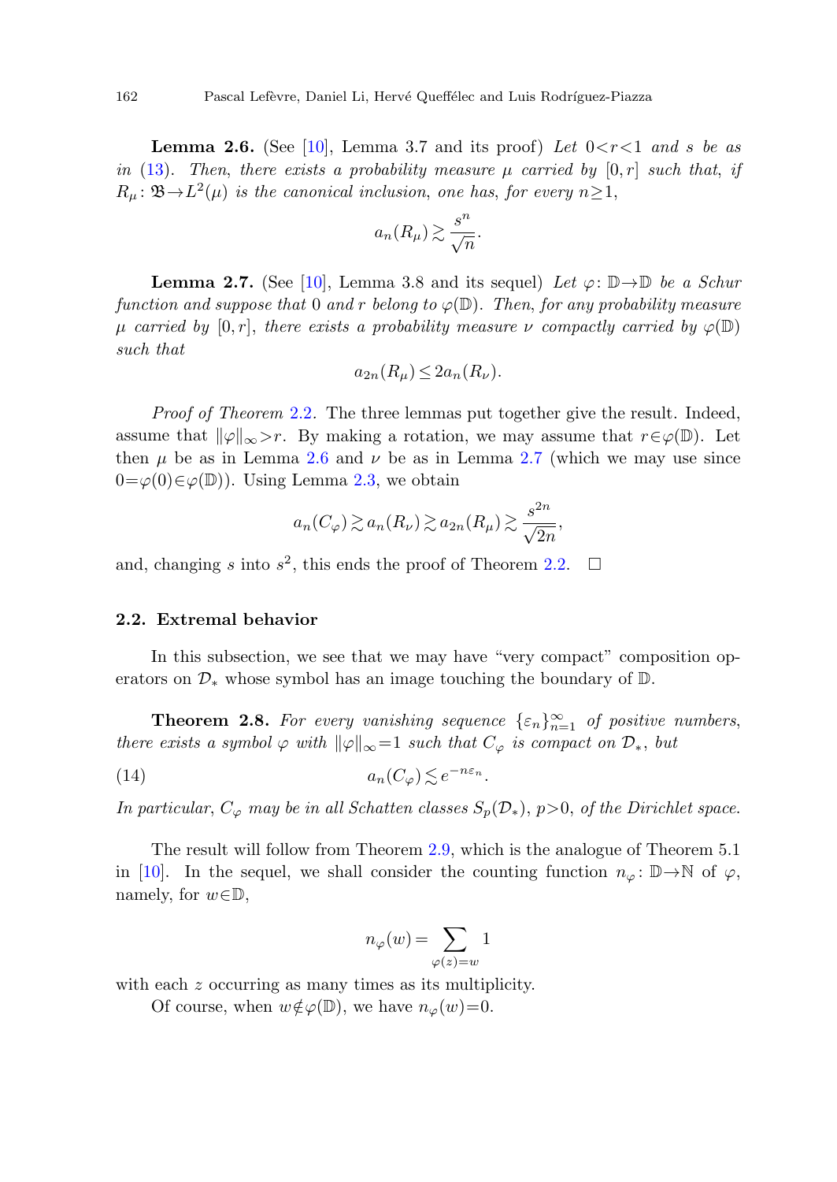**Lemma 2.6.** (See [10], Lemma 3.7 and its proof) *Let $0<r<1$ and $s$ be as in (13). Then, there exists a probability measure $\mu$ carried by $[0,r]$ such that, if $R_\mu\colon \mathfrak{B}\to L^2(\mu)$ is the canonical inclusion, one has, for every $n\geq 1$,*

$$a_n(R_\mu)\gtrsim \frac{s^n}{\sqrt{n}}.$$

**Lemma 2.7.** (See [10], Lemma 3.8 and its sequel) *Let $\varphi\colon \mathbb{D}\to\mathbb{D}$ be a Schur function and suppose that $0$ and $r$ belong to $\varphi(\mathbb{D})$. Then, for any probability measure $\mu$ carried by $[0,r]$, there exists a probability measure $\nu$ compactly carried by $\varphi(\mathbb{D})$ such that*

$$a_{2n}(R_\mu)\leq 2a_n(R_\nu).$$

*Proof of Theorem* 2.2. The three lemmas put together give the result. Indeed, assume that $\|\varphi\|_\infty>r$. By making a rotation, we may assume that $r\in\varphi(\mathbb{D})$. Let then $\mu$ be as in Lemma 2.6 and $\nu$ be as in Lemma 2.7 (which we may use since $0=\varphi(0)\in\varphi(\mathbb{D})$). Using Lemma 2.3, we obtain

$$a_n(C_\varphi)\gtrsim a_n(R_\nu)\gtrsim a_{2n}(R_\mu)\gtrsim \frac{s^{2n}}{\sqrt{2n}},$$

and, changing $s$ into $s^2$, this ends the proof of Theorem 2.2. $\square$

### 2.2. Extremal behavior

In this subsection, we see that we may have "very compact" composition operators on $\mathcal{D}_*$ whose symbol has an image touching the boundary of $\mathbb{D}$.

**Theorem 2.8.** *For every vanishing sequence $\{\varepsilon_n\}_{n=1}^\infty$ of positive numbers, there exists a symbol $\varphi$ with $\|\varphi\|_\infty=1$ such that $C_\varphi$ is compact on $\mathcal{D}_*$, but*

$$a_n(C_\varphi)\lesssim e^{-n\varepsilon_n}. \tag{14}$$

*In particular, $C_\varphi$ may be in all Schatten classes $S_p(\mathcal{D}_*)$, $p>0$, of the Dirichlet space.*

The result will follow from Theorem 2.9, which is the analogue of Theorem 5.1 in [10]. In the sequel, we shall consider the counting function $n_\varphi\colon \mathbb{D}\to\mathbb{N}$ of $\varphi$, namely, for $w\in\mathbb{D}$,

$$n_\varphi(w)=\sum_{\varphi(z)=w}1$$

with each $z$ occurring as many times as its multiplicity.

Of course, when $w\notin\varphi(\mathbb{D})$, we have $n_\varphi(w)=0$.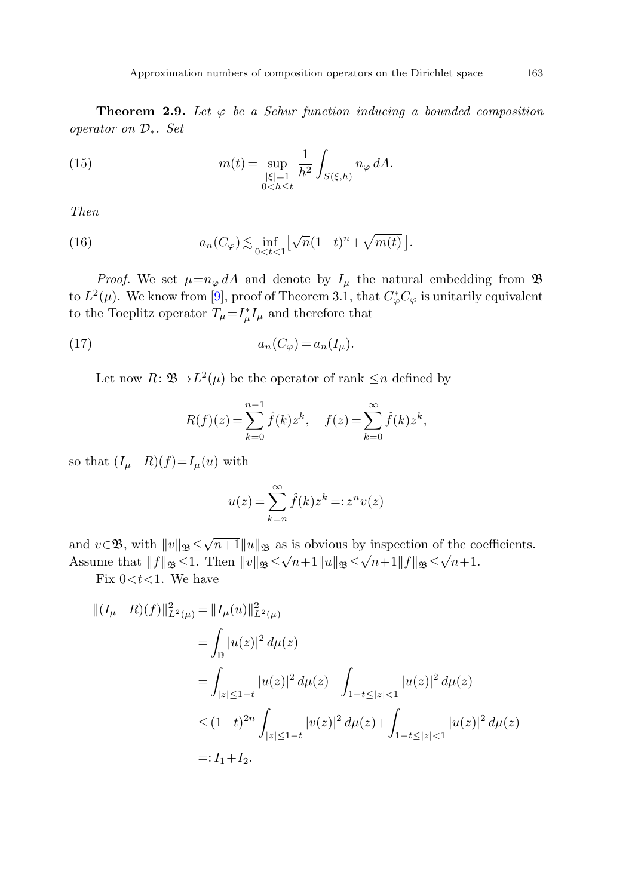**Theorem 2.9.** *Let $\varphi$ be a Schur function inducing a bounded composition operator on $\mathcal{D}_*$. Set*

$$m(t) = \sup_{\substack{|\xi|=1 \\ 0<h\le t}} \frac{1}{h^2} \int_{S(\xi,h)} n_\varphi \, dA. \tag{15}$$

*Then*

$$a_n(C_\varphi) \lesssim \inf_{0<t<1} \big[ \sqrt{n}(1-t)^n + \sqrt{m(t)}\, \big]. \tag{16}$$

*Proof.* We set $\mu = n_\varphi \, dA$ and denote by $I_\mu$ the natural embedding from $\mathfrak{B}$ to $L^2(\mu)$. We know from [9], proof of Theorem 3.1, that $C_\varphi^* C_\varphi$ is unitarily equivalent to the Toeplitz operator $T_\mu = I_\mu^* I_\mu$ and therefore that

$$a_n(C_\varphi) = a_n(I_\mu). \tag{17}$$

Let now $R\colon \mathfrak{B} \to L^2(\mu)$ be the operator of rank $\le n$ defined by

$$R(f)(z) = \sum_{k=0}^{n-1} \hat{f}(k) z^k, \quad f(z) = \sum_{k=0}^{\infty} \hat{f}(k) z^k,$$

so that $(I_\mu - R)(f) = I_\mu(u)$ with

$$u(z) = \sum_{k=n}^{\infty} \hat{f}(k) z^k =: z^n v(z)$$

and $v \in \mathfrak{B}$, with $\|v\|_{\mathfrak{B}} \le \sqrt{n+1} \|u\|_{\mathfrak{B}}$ as is obvious by inspection of the coefficients. Assume that $\|f\|_{\mathfrak{B}} \le 1$. Then $\|v\|_{\mathfrak{B}} \le \sqrt{n+1} \|u\|_{\mathfrak{B}} \le \sqrt{n+1} \|f\|_{\mathfrak{B}} \le \sqrt{n+1}$.

Fix $0 < t < 1$. We have

$$\begin{aligned}
\|(I_\mu - R)(f)\|_{L^2(\mu)}^2 &= \|I_\mu(u)\|_{L^2(\mu)}^2 \\
&= \int_{\mathbb{D}} |u(z)|^2 \, d\mu(z) \\
&= \int_{|z|\le 1-t} |u(z)|^2 \, d\mu(z) + \int_{1-t\le |z|<1} |u(z)|^2 \, d\mu(z) \\
&\le (1-t)^{2n} \int_{|z|\le 1-t} |v(z)|^2 \, d\mu(z) + \int_{1-t\le |z|<1} |u(z)|^2 \, d\mu(z) \\
&=: I_1 + I_2.
\end{aligned}$$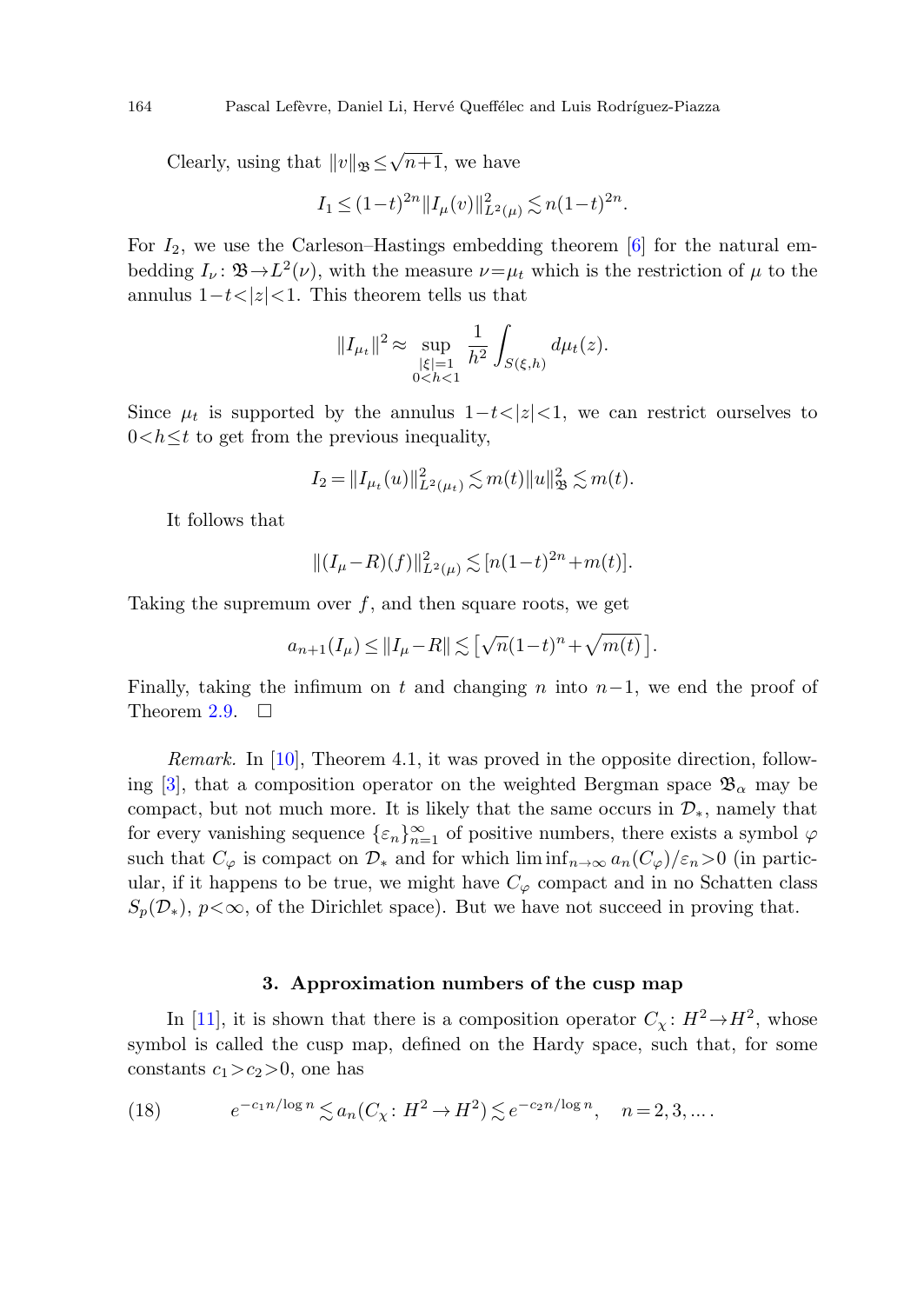Clearly, using that $\|v\|_{\mathfrak{B}} \leq \sqrt{n+1}$, we have

$$I_1 \leq (1-t)^{2n} \|I_\mu(v)\|^2_{L^2(\mu)} \lesssim n(1-t)^{2n}.$$

For $I_2$, we use the Carleson–Hastings embedding theorem [6] for the natural embedding $I_\nu \colon \mathfrak{B} \to L^2(\nu)$, with the measure $\nu = \mu_t$ which is the restriction of $\mu$ to the annulus $1-t < |z| < 1$. This theorem tells us that

$$\|I_{\mu_t}\|^2 \approx \sup_{\substack{|\xi|=1 \\ 0<h<1}} \frac{1}{h^2} \int_{S(\xi,h)} d\mu_t(z).$$

Since $\mu_t$ is supported by the annulus $1-t < |z| < 1$, we can restrict ourselves to $0 < h \leq t$ to get from the previous inequality,

$$I_2 = \|I_{\mu_t}(u)\|^2_{L^2(\mu_t)} \lesssim m(t) \|u\|^2_{\mathfrak{B}} \lesssim m(t).$$

It follows that

$$\|(I_\mu - R)(f)\|^2_{L^2(\mu)} \lesssim [n(1-t)^{2n} + m(t)].$$

Taking the supremum over $f$, and then square roots, we get

$$a_{n+1}(I_\mu) \leq \|I_\mu - R\| \lesssim \big[\sqrt{n}(1-t)^n + \sqrt{m(t)}\,\big].$$

Finally, taking the infimum on $t$ and changing $n$ into $n-1$, we end the proof of Theorem 2.9. $\square$

*Remark.* In [10], Theorem 4.1, it was proved in the opposite direction, following [3], that a composition operator on the weighted Bergman space $\mathfrak{B}_\alpha$ may be compact, but not much more. It is likely that the same occurs in $\mathcal{D}_*$, namely that for every vanishing sequence $\{\varepsilon_n\}_{n=1}^\infty$ of positive numbers, there exists a symbol $\varphi$ such that $C_\varphi$ is compact on $\mathcal{D}_*$ and for which $\liminf_{n\to\infty} a_n(C_\varphi)/\varepsilon_n > 0$ (in particular, if it happens to be true, we might have $C_\varphi$ compact and in no Schatten class $S_p(\mathcal{D}_*)$, $p < \infty$, of the Dirichlet space). But we have not succeed in proving that.

## 3. Approximation numbers of the cusp map

In [11], it is shown that there is a composition operator $C_\chi \colon H^2 \to H^2$, whose symbol is called the cusp map, defined on the Hardy space, such that, for some constants $c_1 > c_2 > 0$, one has

$$e^{-c_1 n/\log n} \lesssim a_n(C_\chi \colon H^2 \to H^2) \lesssim e^{-c_2 n/\log n}, \quad n = 2, 3, \dots. \tag{18}$$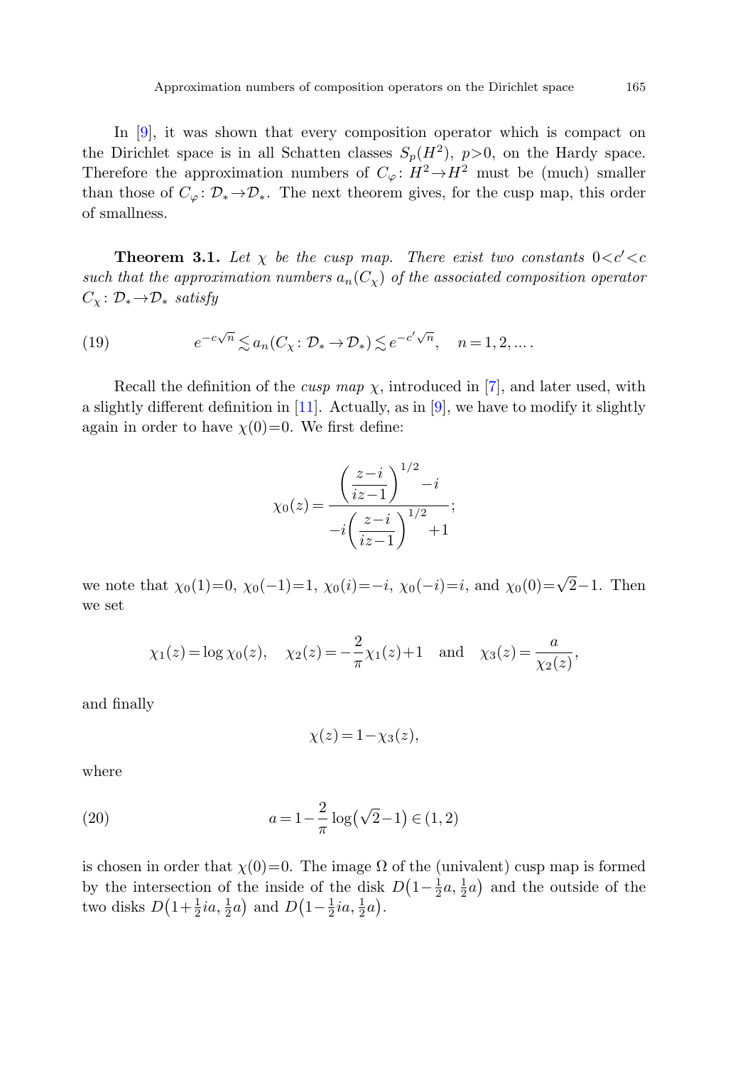In [9], it was shown that every composition operator which is compact on the Dirichlet space is in all Schatten classes $S_p(H^2)$, $p>0$, on the Hardy space. Therefore the approximation numbers of $C_\varphi\colon H^2\to H^2$ must be (much) smaller than those of $C_\varphi\colon \mathcal{D}_*\to\mathcal{D}_*$. The next theorem gives, for the cusp map, this order of smallness.

**Theorem 3.1.** *Let $\chi$ be the cusp map. There exist two constants $0<c'<c$ such that the approximation numbers $a_n(C_\chi)$ of the associated composition operator $C_\chi\colon \mathcal{D}_*\to\mathcal{D}_*$ satisfy*

$$e^{-c\sqrt{n}} \lesssim a_n(C_\chi\colon \mathcal{D}_*\to\mathcal{D}_*) \lesssim e^{-c'\sqrt{n}}, \quad n=1,2,\dots. \tag{19}$$

Recall the definition of the *cusp map* $\chi$, introduced in [7], and later used, with a slightly different definition in [11]. Actually, as in [9], we have to modify it slightly again in order to have $\chi(0)=0$. We first define:

$$\chi_0(z)=\frac{\left(\dfrac{z-i}{iz-1}\right)^{1/2}-i}{-i\left(\dfrac{z-i}{iz-1}\right)^{1/2}+1};$$

we note that $\chi_0(1)=0$, $\chi_0(-1)=1$, $\chi_0(i)=-i$, $\chi_0(-i)=i$, and $\chi_0(0)=\sqrt{2}-1$. Then we set

$$\chi_1(z)=\log\chi_0(z), \quad \chi_2(z)=-\frac{2}{\pi}\chi_1(z)+1 \quad \text{and} \quad \chi_3(z)=\frac{a}{\chi_2(z)},$$

and finally

$$\chi(z)=1-\chi_3(z),$$

where

$$a=1-\frac{2}{\pi}\log\big(\sqrt{2}-1\big)\in(1,2) \tag{20}$$

is chosen in order that $\chi(0)=0$. The image $\Omega$ of the (univalent) cusp map is formed by the intersection of the inside of the disk $D\big(1-\frac{1}{2}a,\frac{1}{2}a\big)$ and the outside of the two disks $D\big(1+\frac{1}{2}ia,\frac{1}{2}a\big)$ and $D\big(1-\frac{1}{2}ia,\frac{1}{2}a\big)$.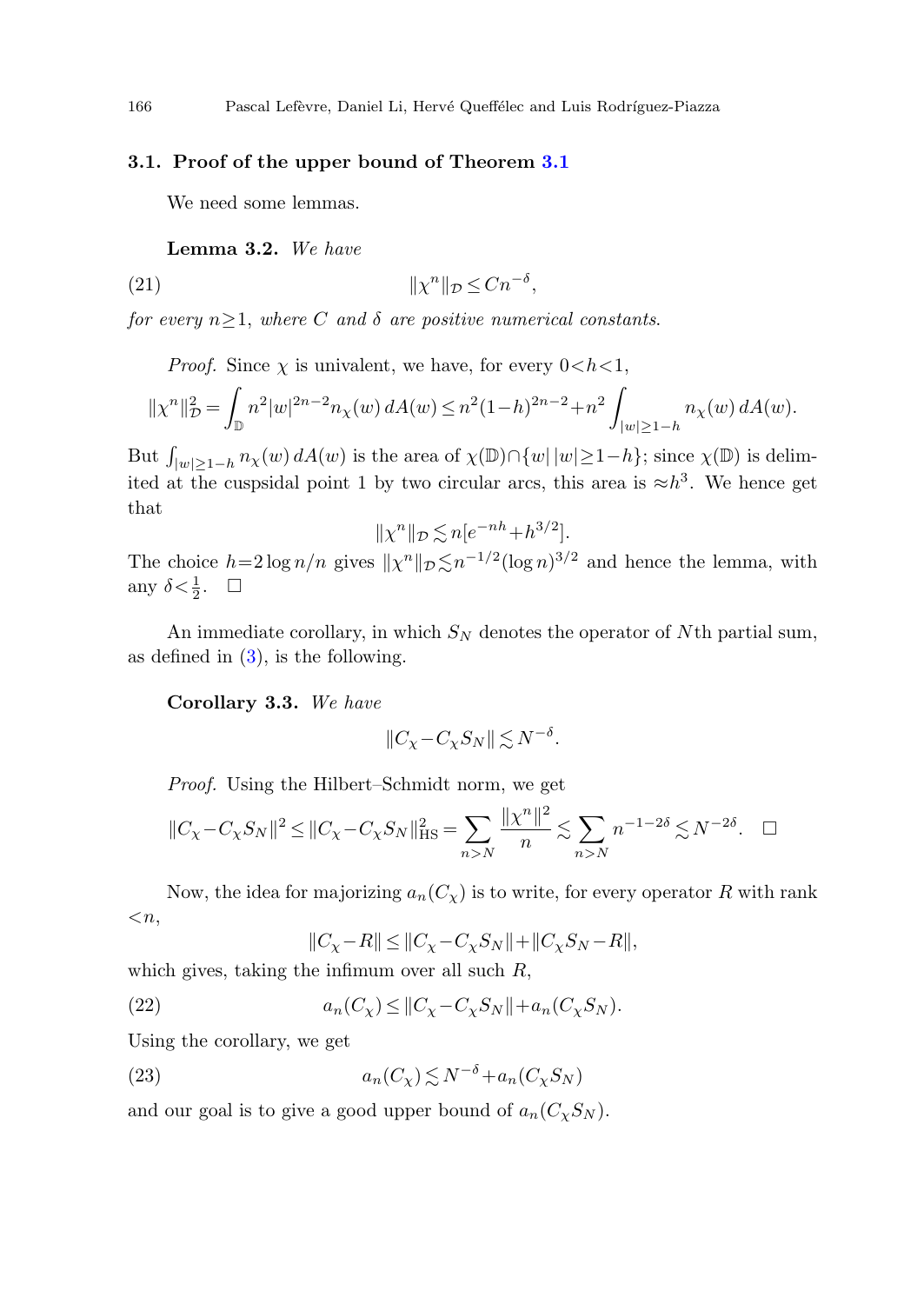### 3.1. Proof of the upper bound of Theorem 3.1

We need some lemmas.

**Lemma 3.2.** *We have*

$$\|\chi^n\|_{\mathcal{D}} \le Cn^{-\delta}, \tag{21}$$

*for every $n \ge 1$, where $C$ and $\delta$ are positive numerical constants.*

*Proof.* Since $\chi$ is univalent, we have, for every $0<h<1$,

$$\|\chi^n\|_{\mathcal{D}}^2 = \int_{\mathbb{D}} n^2 |w|^{2n-2} n_\chi(w)\, dA(w) \le n^2 (1-h)^{2n-2} + n^2 \int_{|w|\ge 1-h} n_\chi(w)\, dA(w).$$

But $\int_{|w|\ge 1-h} n_\chi(w)\, dA(w)$ is the area of $\chi(\mathbb{D}) \cap \{w \,|\, |w| \ge 1-h\}$; since $\chi(\mathbb{D})$ is delimited at the cuspsidal point 1 by two circular arcs, this area is $\approx h^3$. We hence get that

$$\|\chi^n\|_{\mathcal{D}} \lesssim n[e^{-nh} + h^{3/2}].$$

The choice $h = 2\log n/n$ gives $\|\chi^n\|_{\mathcal{D}} \lesssim n^{-1/2} (\log n)^{3/2}$ and hence the lemma, with any $\delta < \frac{1}{2}$. $\square$

An immediate corollary, in which $S_N$ denotes the operator of $N$th partial sum, as defined in (3), is the following.

**Corollary 3.3.** *We have*

$$\|C_\chi - C_\chi S_N\| \lesssim N^{-\delta}.$$

*Proof.* Using the Hilbert–Schmidt norm, we get

$$\|C_\chi - C_\chi S_N\|^2 \le \|C_\chi - C_\chi S_N\|_{\mathrm{HS}}^2 = \sum_{n>N} \frac{\|\chi^n\|^2}{n} \lesssim \sum_{n>N} n^{-1-2\delta} \lesssim N^{-2\delta}. \quad \square$$

Now, the idea for majorizing $a_n(C_\chi)$ is to write, for every operator $R$ with rank $<n$,

$$\|C_\chi - R\| \le \|C_\chi - C_\chi S_N\| + \|C_\chi S_N - R\|,$$

which gives, taking the infimum over all such $R$,

$$a_n(C_\chi) \le \|C_\chi - C_\chi S_N\| + a_n(C_\chi S_N). \tag{22}$$

Using the corollary, we get

$$a_n(C_\chi) \lesssim N^{-\delta} + a_n(C_\chi S_N) \tag{23}$$

and our goal is to give a good upper bound of $a_n(C_\chi S_N)$.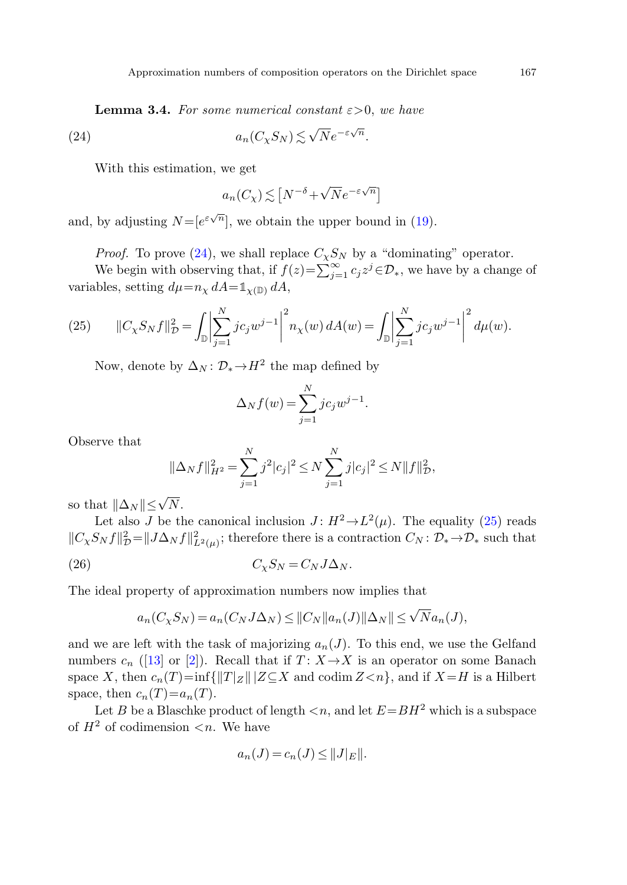**Lemma 3.4.** *For some numerical constant $\varepsilon > 0$, we have*

$$a_n(C_\chi S_N) \lesssim \sqrt{N} e^{-\varepsilon\sqrt{n}}. \tag{24}$$

With this estimation, we get

$$a_n(C_\chi) \lesssim \left[N^{-\delta} + \sqrt{N} e^{-\varepsilon\sqrt{n}}\right]$$

and, by adjusting $N = [e^{\varepsilon\sqrt{n}}]$, we obtain the upper bound in (19).

*Proof.* To prove (24), we shall replace $C_\chi S_N$ by a "dominating" operator.

We begin with observing that, if $f(z) = \sum_{j=1}^{\infty} c_j z^j \in \mathcal{D}_*$, we have by a change of variables, setting $d\mu = n_\chi \, dA = \mathbb{1}_{\chi(\mathbb{D})} \, dA$,

$$\|C_\chi S_N f\|_{\mathcal{D}}^2 = \int_{\mathbb{D}} \left| \sum_{j=1}^{N} j c_j w^{j-1} \right|^2 n_\chi(w) \, dA(w) = \int_{\mathbb{D}} \left| \sum_{j=1}^{N} j c_j w^{j-1} \right|^2 d\mu(w). \tag{25}$$

Now, denote by $\Delta_N \colon \mathcal{D}_* \to H^2$ the map defined by

$$\Delta_N f(w) = \sum_{j=1}^{N} j c_j w^{j-1}.$$

Observe that

$$\|\Delta_N f\|_{H^2}^2 = \sum_{j=1}^{N} j^2 |c_j|^2 \leq N \sum_{j=1}^{N} j |c_j|^2 \leq N \|f\|_{\mathcal{D}}^2,$$

so that $\|\Delta_N\| \leq \sqrt{N}$.

Let also $J$ be the canonical inclusion $J \colon H^2 \to L^2(\mu)$. The equality (25) reads $\|C_\chi S_N f\|_{\mathcal{D}}^2 = \|J \Delta_N f\|_{L^2(\mu)}^2$; therefore there is a contraction $C_N \colon \mathcal{D}_* \to \mathcal{D}_*$ such that

$$C_\chi S_N = C_N J \Delta_N. \tag{26}$$

The ideal property of approximation numbers now implies that

$$a_n(C_\chi S_N) = a_n(C_N J \Delta_N) \leq \|C_N\| a_n(J) \|\Delta_N\| \leq \sqrt{N} a_n(J),$$

and we are left with the task of majorizing $a_n(J)$. To this end, we use the Gelfand numbers $c_n$ ([13] or [2]). Recall that if $T \colon X \to X$ is an operator on some Banach space $X$, then $c_n(T) = \inf\{\|T|_Z\| \mid Z \subseteq X \text{ and } \operatorname{codim} Z < n\}$, and if $X = H$ is a Hilbert space, then $c_n(T) = a_n(T)$.

Let $B$ be a Blaschke product of length $< n$, and let $E = BH^2$ which is a subspace of $H^2$ of codimension $< n$. We have

$$a_n(J) = c_n(J) \leq \|J|_E\|.$$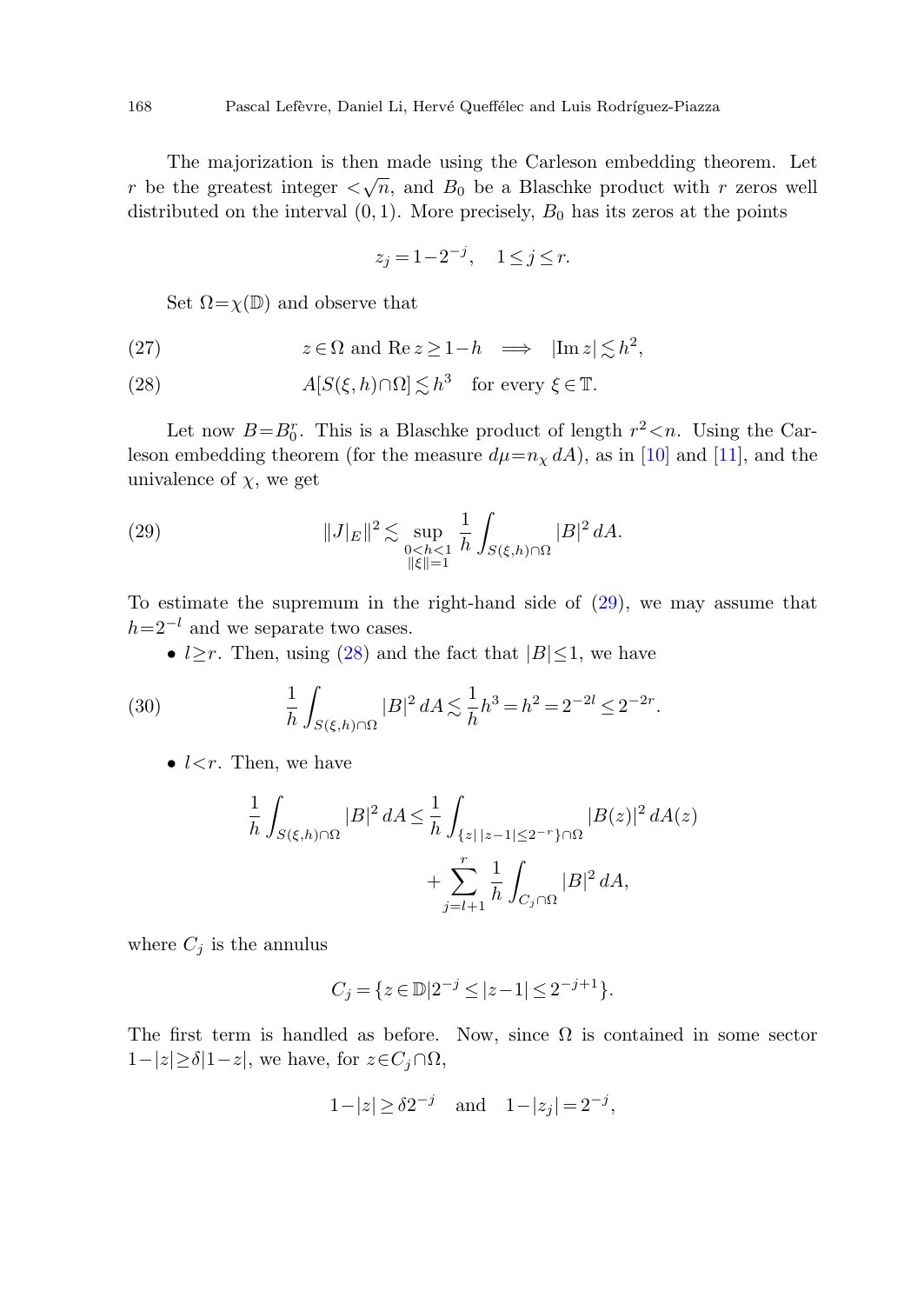The majorization is then made using the Carleson embedding theorem. Let $r$ be the greatest integer $<\sqrt{n}$, and $B_0$ be a Blaschke product with $r$ zeros well distributed on the interval $(0,1)$. More precisely, $B_0$ has its zeros at the points

$$z_j = 1-2^{-j}, \quad 1 \le j \le r.$$

Set $\Omega = \chi(\mathbb{D})$ and observe that

$$z \in \Omega \text{ and } \operatorname{Re} z \ge 1-h \implies |\operatorname{Im} z| \lesssim h^2, \tag{27}$$

$$A[S(\xi,h)\cap\Omega] \lesssim h^3 \quad \text{for every } \xi \in \mathbb{T}. \tag{28}$$

Let now $B = B_0^r$. This is a Blaschke product of length $r^2 < n$. Using the Carleson embedding theorem (for the measure $d\mu = n_\chi \, dA$), as in [10] and [11], and the univalence of $\chi$, we get

$$\|J|_E\|^2 \lesssim \sup_{\substack{0<h<1 \\ \|\xi\|=1}} \frac{1}{h} \int_{S(\xi,h)\cap\Omega} |B|^2 \, dA. \tag{29}$$

To estimate the supremum in the right-hand side of (29), we may assume that $h = 2^{-l}$ and we separate two cases.

- $l \ge r$. Then, using (28) and the fact that $|B| \le 1$, we have

$$\frac{1}{h} \int_{S(\xi,h)\cap\Omega} |B|^2 \, dA \lesssim \frac{1}{h} h^3 = h^2 = 2^{-2l} \le 2^{-2r}. \tag{30}$$

- $l < r$. Then, we have

$$\frac{1}{h} \int_{S(\xi,h)\cap\Omega} |B|^2 \, dA \le \frac{1}{h} \int_{\{z \mid |z-1| \le 2^{-r}\}\cap\Omega} |B(z)|^2 \, dA(z) + \sum_{j=l+1}^{r} \frac{1}{h} \int_{C_j\cap\Omega} |B|^2 \, dA,$$

where $C_j$ is the annulus

$$C_j = \{z \in \mathbb{D} \mid 2^{-j} \le |z-1| \le 2^{-j+1}\}.$$

The first term is handled as before. Now, since $\Omega$ is contained in some sector $1-|z| \ge \delta|1-z|$, we have, for $z \in C_j \cap \Omega$,

$$1-|z| \ge \delta 2^{-j} \quad \text{and} \quad 1-|z_j| = 2^{-j},$$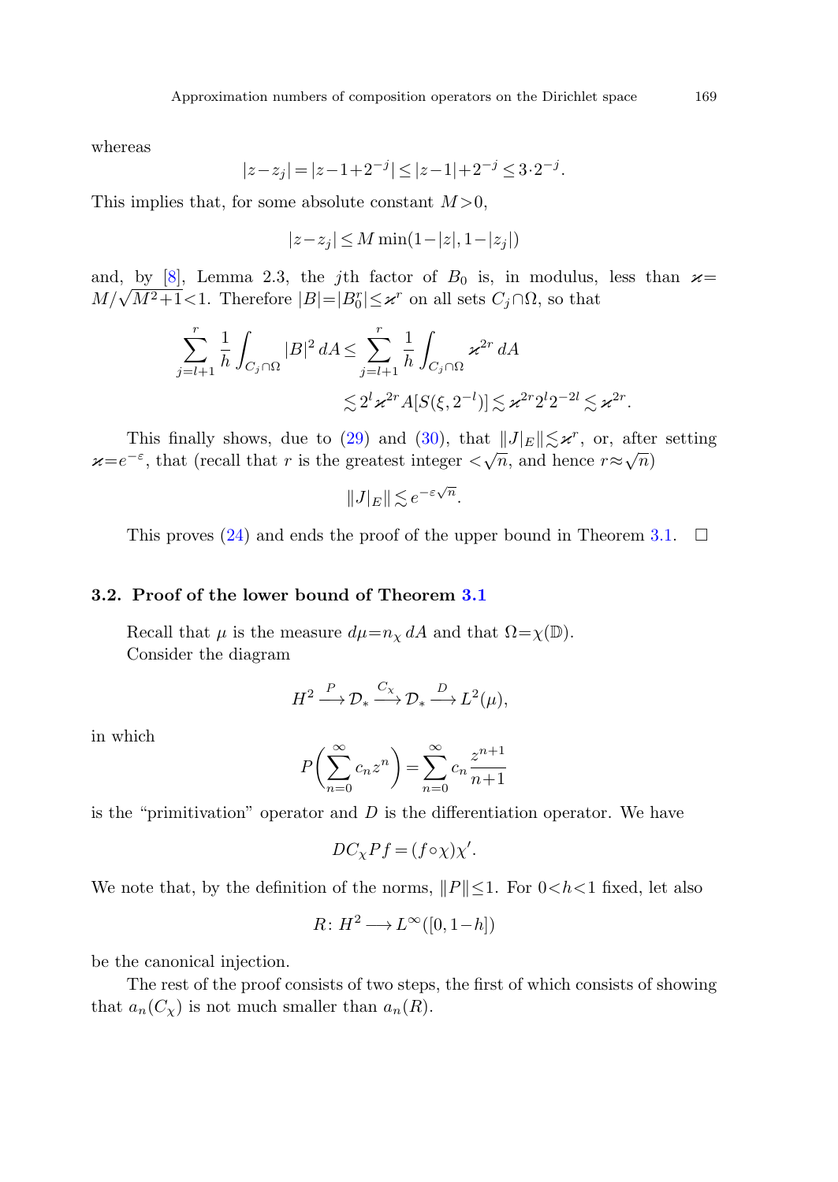whereas

$$|z-z_j| = |z-1+2^{-j}| \leq |z-1| + 2^{-j} \leq 3 \cdot 2^{-j}.$$

This implies that, for some absolute constant $M>0$,

$$|z-z_j| \leq M \min(1-|z|, 1-|z_j|)$$

and, by [8], Lemma 2.3, the $j$th factor of $B_0$ is, in modulus, less than $\varkappa = M/\sqrt{M^2+1} < 1$. Therefore $|B| = |B_0^r| \leq \varkappa^r$ on all sets $C_j \cap \Omega$, so that

$$\sum_{j=l+1}^{r} \frac{1}{h} \int_{C_j \cap \Omega} |B|^2 \, dA \leq \sum_{j=l+1}^{r} \frac{1}{h} \int_{C_j \cap \Omega} \varkappa^{2r} \, dA$$

$$\lesssim 2^l \varkappa^{2r} A[S(\xi, 2^{-l})] \lesssim \varkappa^{2r} 2^l 2^{-2l} \lesssim \varkappa^{2r}.$$

This finally shows, due to (29) and (30), that $\|J|_E\| \lesssim \varkappa^r$, or, after setting $\varkappa = e^{-\varepsilon}$, that (recall that $r$ is the greatest integer $< \sqrt{n}$, and hence $r \approx \sqrt{n}$)

$$\|J|_E\| \lesssim e^{-\varepsilon\sqrt{n}}.$$

This proves (24) and ends the proof of the upper bound in Theorem 3.1. $\square$

### 3.2. Proof of the lower bound of Theorem 3.1

Recall that $\mu$ is the measure $d\mu = n_\chi \, dA$ and that $\Omega = \chi(\mathbb{D})$.

Consider the diagram

$$H^2 \xrightarrow{P} \mathcal{D}_* \xrightarrow{C_\chi} \mathcal{D}_* \xrightarrow{D} L^2(\mu),$$

in which

$$P\left(\sum_{n=0}^{\infty} c_n z^n\right) = \sum_{n=0}^{\infty} c_n \frac{z^{n+1}}{n+1}$$

is the "primitivation" operator and $D$ is the differentiation operator. We have

$$DC_\chi Pf = (f \circ \chi)\chi'.$$

We note that, by the definition of the norms, $\|P\| \leq 1$. For $0 < h < 1$ fixed, let also

$$R \colon H^2 \longrightarrow L^\infty([0, 1-h])$$

be the canonical injection.

The rest of the proof consists of two steps, the first of which consists of showing that $a_n(C_\chi)$ is not much smaller than $a_n(R)$.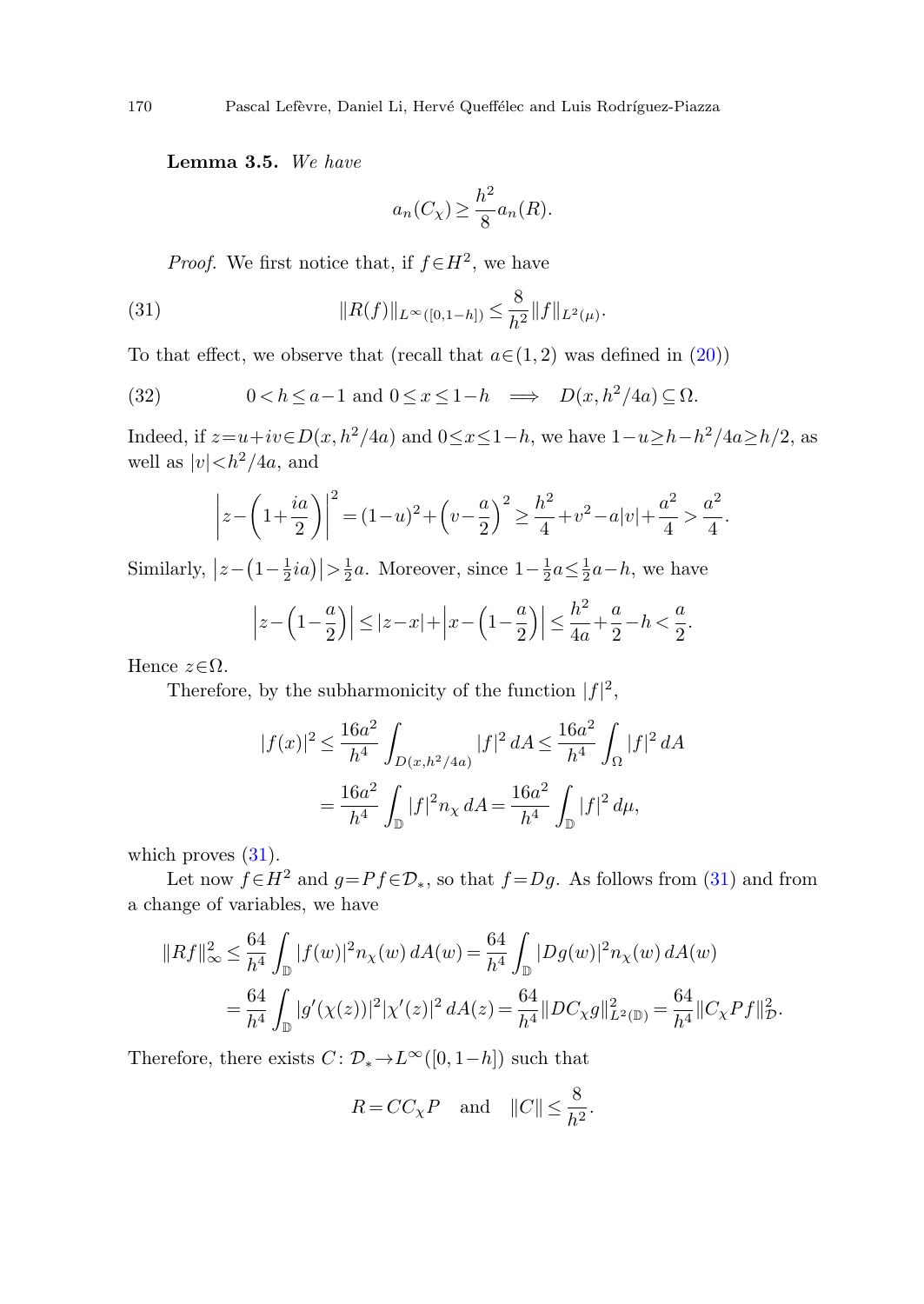**Lemma 3.5.** *We have*

$$a_n(C_\chi) \geq \frac{h^2}{8} a_n(R).$$

*Proof.* We first notice that, if $f \in H^2$, we have

$$\|R(f)\|_{L^\infty([0,1-h])} \leq \frac{8}{h^2} \|f\|_{L^2(\mu)}. \tag{31}$$

To that effect, we observe that (recall that $a \in (1,2)$ was defined in (20))

$$0 < h \leq a-1 \text{ and } 0 \leq x \leq 1-h \implies D(x, h^2/4a) \subseteq \Omega. \tag{32}$$

Indeed, if $z = u+iv \in D(x, h^2/4a)$ and $0 \leq x \leq 1-h$, we have $1-u \geq h - h^2/4a \geq h/2$, as well as $|v| < h^2/4a$, and

$$\left| z - \left(1 + \frac{ia}{2}\right)\right|^2 = (1-u)^2 + \left(v - \frac{a}{2}\right)^2 \geq \frac{h^2}{4} + v^2 - a|v| + \frac{a^2}{4} > \frac{a^2}{4}.$$

Similarly, $\left|z - \left(1 - \frac{1}{2}ia\right)\right| > \frac{1}{2}a$. Moreover, since $1 - \frac{1}{2}a \leq \frac{1}{2}a - h$, we have

$$\left| z - \left(1 - \frac{a}{2}\right)\right| \leq |z-x| + \left| x - \left(1 - \frac{a}{2}\right)\right| \leq \frac{h^2}{4a} + \frac{a}{2} - h < \frac{a}{2}.$$

Hence $z \in \Omega$.

Therefore, by the subharmonicity of the function $|f|^2$,

$$\begin{aligned}
|f(x)|^2 &\leq \frac{16a^2}{h^4} \int_{D(x, h^2/4a)} |f|^2 \, dA \leq \frac{16a^2}{h^4} \int_\Omega |f|^2 \, dA \\
&= \frac{16a^2}{h^4} \int_{\mathbb{D}} |f|^2 n_\chi \, dA = \frac{16a^2}{h^4} \int_{\mathbb{D}} |f|^2 \, d\mu,
\end{aligned}$$

which proves (31).

Let now $f \in H^2$ and $g = Pf \in \mathcal{D}_*$, so that $f = Dg$. As follows from (31) and from a change of variables, we have

$$\begin{aligned}
\|Rf\|_\infty^2 &\leq \frac{64}{h^4} \int_{\mathbb{D}} |f(w)|^2 n_\chi(w) \, dA(w) = \frac{64}{h^4} \int_{\mathbb{D}} |Dg(w)|^2 n_\chi(w) \, dA(w) \\
&= \frac{64}{h^4} \int_{\mathbb{D}} |g'(\chi(z))|^2 |\chi'(z)|^2 \, dA(z) = \frac{64}{h^4} \|DC_\chi g\|_{L^2(\mathbb{D})}^2 = \frac{64}{h^4} \|C_\chi P f\|_{\mathcal{D}}^2.
\end{aligned}$$

Therefore, there exists $C \colon \mathcal{D}_* \to L^\infty([0, 1-h])$ such that

$$R = CC_\chi P \quad \text{and} \quad \|C\| \leq \frac{8}{h^2}.$$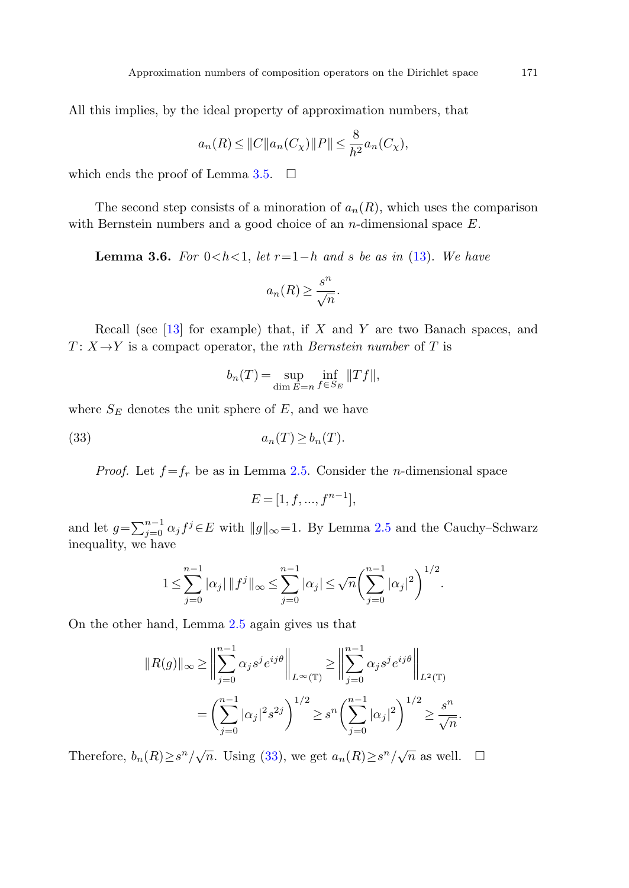All this implies, by the ideal property of approximation numbers, that

$$a_n(R) \le \|C\| a_n(C_\chi) \|P\| \le \frac{8}{h^2} a_n(C_\chi),$$

which ends the proof of Lemma 3.5. $\square$

The second step consists of a minoration of $a_n(R)$, which uses the comparison with Bernstein numbers and a good choice of an $n$-dimensional space $E$.

**Lemma 3.6.** *For* $0<h<1$, *let* $r=1-h$ *and* $s$ *be as in* (13). *We have*

$$a_n(R) \ge \frac{s^n}{\sqrt{n}}.$$

Recall (see [13] for example) that, if $X$ and $Y$ are two Banach spaces, and $T\colon X \to Y$ is a compact operator, the $n$th *Bernstein number* of $T$ is

$$b_n(T) = \sup_{\dim E = n} \inf_{f \in S_E} \|Tf\|,$$

where $S_E$ denotes the unit sphere of $E$, and we have

$$a_n(T) \ge b_n(T). \tag{33}$$

*Proof.* Let $f=f_r$ be as in Lemma 2.5. Consider the $n$-dimensional space

$$E = [1, f, ..., f^{n-1}],$$

and let $g=\sum_{j=0}^{n-1} \alpha_j f^j \in E$ with $\|g\|_\infty = 1$. By Lemma 2.5 and the Cauchy–Schwarz inequality, we have

$$1 \le \sum_{j=0}^{n-1} |\alpha_j| \, \|f^j\|_\infty \le \sum_{j=0}^{n-1} |\alpha_j| \le \sqrt{n} \biggl( \sum_{j=0}^{n-1} |\alpha_j|^2 \biggr)^{1/2}.$$

On the other hand, Lemma 2.5 again gives us that

$$\|R(g)\|_\infty \ge \biggl\| \sum_{j=0}^{n-1} \alpha_j s^j e^{ij\theta} \biggr\|_{L^\infty(\mathbb{T})} \ge \biggl\| \sum_{j=0}^{n-1} \alpha_j s^j e^{ij\theta} \biggr\|_{L^2(\mathbb{T})}$$

$$= \biggl( \sum_{j=0}^{n-1} |\alpha_j|^2 s^{2j} \biggr)^{1/2} \ge s^n \biggl( \sum_{j=0}^{n-1} |\alpha_j|^2 \biggr)^{1/2} \ge \frac{s^n}{\sqrt{n}}.$$

Therefore, $b_n(R) \ge s^n/\sqrt{n}$. Using (33), we get $a_n(R) \ge s^n/\sqrt{n}$ as well. $\square$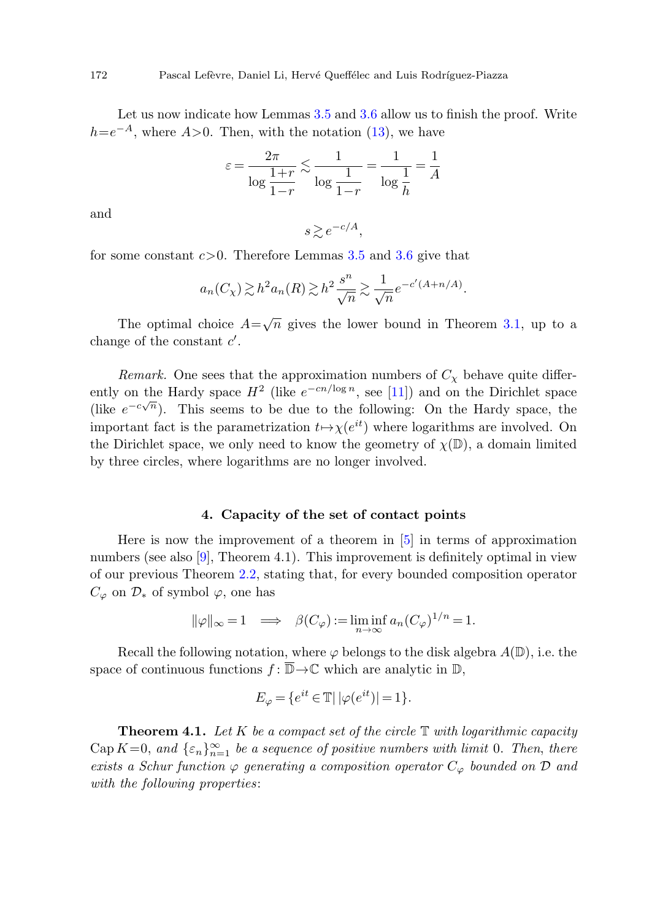Let us now indicate how Lemmas 3.5 and 3.6 allow us to finish the proof. Write $h=e^{-A}$, where $A>0$. Then, with the notation (13), we have

$$\varepsilon = \frac{2\pi}{\log \dfrac{1+r}{1-r}} \lesssim \frac{1}{\log \dfrac{1}{1-r}} = \frac{1}{\log \dfrac{1}{h}} = \frac{1}{A}$$

and

$$s \gtrsim e^{-c/A},$$

for some constant $c>0$. Therefore Lemmas 3.5 and 3.6 give that

$$a_n(C_\chi) \gtrsim h^2 a_n(R) \gtrsim h^2 \frac{s^n}{\sqrt{n}} \gtrsim \frac{1}{\sqrt{n}} e^{-c'(A+n/A)}.$$

The optimal choice $A=\sqrt{n}$ gives the lower bound in Theorem 3.1, up to a change of the constant $c'$.

*Remark.* One sees that the approximation numbers of $C_\chi$ behave quite differently on the Hardy space $H^2$ (like $e^{-cn/\log n}$, see [11]) and on the Dirichlet space (like $e^{-c\sqrt{n}}$). This seems to be due to the following: On the Hardy space, the important fact is the parametrization $t \mapsto \chi(e^{it})$ where logarithms are involved. On the Dirichlet space, we only need to know the geometry of $\chi(\mathbb{D})$, a domain limited by three circles, where logarithms are no longer involved.

## 4. Capacity of the set of contact points

Here is now the improvement of a theorem in [5] in terms of approximation numbers (see also [9], Theorem 4.1). This improvement is definitely optimal in view of our previous Theorem 2.2, stating that, for every bounded composition operator $C_\varphi$ on $\mathcal{D}_*$ of symbol $\varphi$, one has

$$\|\varphi\|_\infty = 1 \implies \beta(C_\varphi) := \liminf_{n\to\infty} a_n(C_\varphi)^{1/n} = 1.$$

Recall the following notation, where $\varphi$ belongs to the disk algebra $A(\mathbb{D})$, i.e. the space of continuous functions $f : \overline{\mathbb{D}} \to \mathbb{C}$ which are analytic in $\mathbb{D}$,

$$E_\varphi = \{e^{it} \in \mathbb{T} \,|\, |\varphi(e^{it})| = 1\}.$$

**Theorem 4.1.** *Let $K$ be a compact set of the circle $\mathbb{T}$ with logarithmic capacity $\operatorname{Cap} K = 0$, and $\{\varepsilon_n\}_{n=1}^\infty$ be a sequence of positive numbers with limit 0. Then, there exists a Schur function $\varphi$ generating a composition operator $C_\varphi$ bounded on $\mathcal{D}$ and with the following properties*: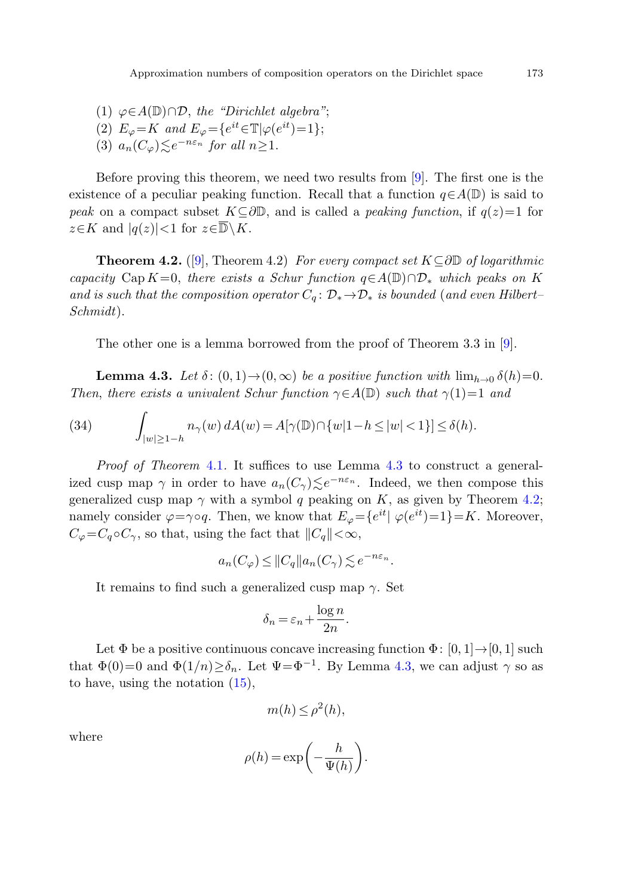(1) $\varphi \in A(\mathbb{D}) \cap \mathcal{D}$, *the "Dirichlet algebra"*;
(2) $E_\varphi = K$ *and* $E_\varphi = \{e^{it} \in \mathbb{T} | \varphi(e^{it}) = 1\}$;
(3) $a_n(C_\varphi) \lesssim e^{-n\varepsilon_n}$ *for all* $n \geq 1$.

Before proving this theorem, we need two results from [9]. The first one is the existence of a peculiar peaking function. Recall that a function $q \in A(\mathbb{D})$ is said to *peak* on a compact subset $K \subseteq \partial\mathbb{D}$, and is called a *peaking function*, if $q(z) = 1$ for $z \in K$ and $|q(z)| < 1$ for $z \in \overline{\mathbb{D}} \setminus K$.

**Theorem 4.2.** ([9], Theorem 4.2) *For every compact set* $K \subseteq \partial\mathbb{D}$ *of logarithmic capacity* $\operatorname{Cap} K = 0$, *there exists a Schur function* $q \in A(\mathbb{D}) \cap \mathcal{D}_*$ *which peaks on* $K$ *and is such that the composition operator* $C_q \colon \mathcal{D}_* \to \mathcal{D}_*$ *is bounded* (*and even Hilbert–Schmidt*).

The other one is a lemma borrowed from the proof of Theorem 3.3 in [9].

**Lemma 4.3.** *Let* $\delta \colon (0,1) \to (0,\infty)$ *be a positive function with* $\lim_{h \to 0} \delta(h) = 0$. *Then, there exists a univalent Schur function* $\gamma \in A(\mathbb{D})$ *such that* $\gamma(1) = 1$ *and*

$$\int_{|w| \geq 1-h} n_\gamma(w)\, dA(w) = A[\gamma(\mathbb{D}) \cap \{w | 1-h \leq |w| < 1\}] \leq \delta(h). \tag{34}$$

*Proof of Theorem* 4.1. It suffices to use Lemma 4.3 to construct a generalized cusp map $\gamma$ in order to have $a_n(C_\gamma) \lesssim e^{-n\varepsilon_n}$. Indeed, we then compose this generalized cusp map $\gamma$ with a symbol $q$ peaking on $K$, as given by Theorem 4.2; namely consider $\varphi = \gamma \circ q$. Then, we know that $E_\varphi = \{e^{it} | \ \varphi(e^{it}) = 1\} = K$. Moreover, $C_\varphi = C_q \circ C_\gamma$, so that, using the fact that $\|C_q\| < \infty$,

$$a_n(C_\varphi) \leq \|C_q\| a_n(C_\gamma) \lesssim e^{-n\varepsilon_n}.$$

It remains to find such a generalized cusp map $\gamma$. Set

$$\delta_n = \varepsilon_n + \frac{\log n}{2n}.$$

Let $\Phi$ be a positive continuous concave increasing function $\Phi \colon [0,1] \to [0,1]$ such that $\Phi(0) = 0$ and $\Phi(1/n) \geq \delta_n$. Let $\Psi = \Phi^{-1}$. By Lemma 4.3, we can adjust $\gamma$ so as to have, using the notation (15),

$$m(h) \leq \rho^2(h),$$

where

$$\rho(h) = \exp\left(-\frac{h}{\Psi(h)}\right).$$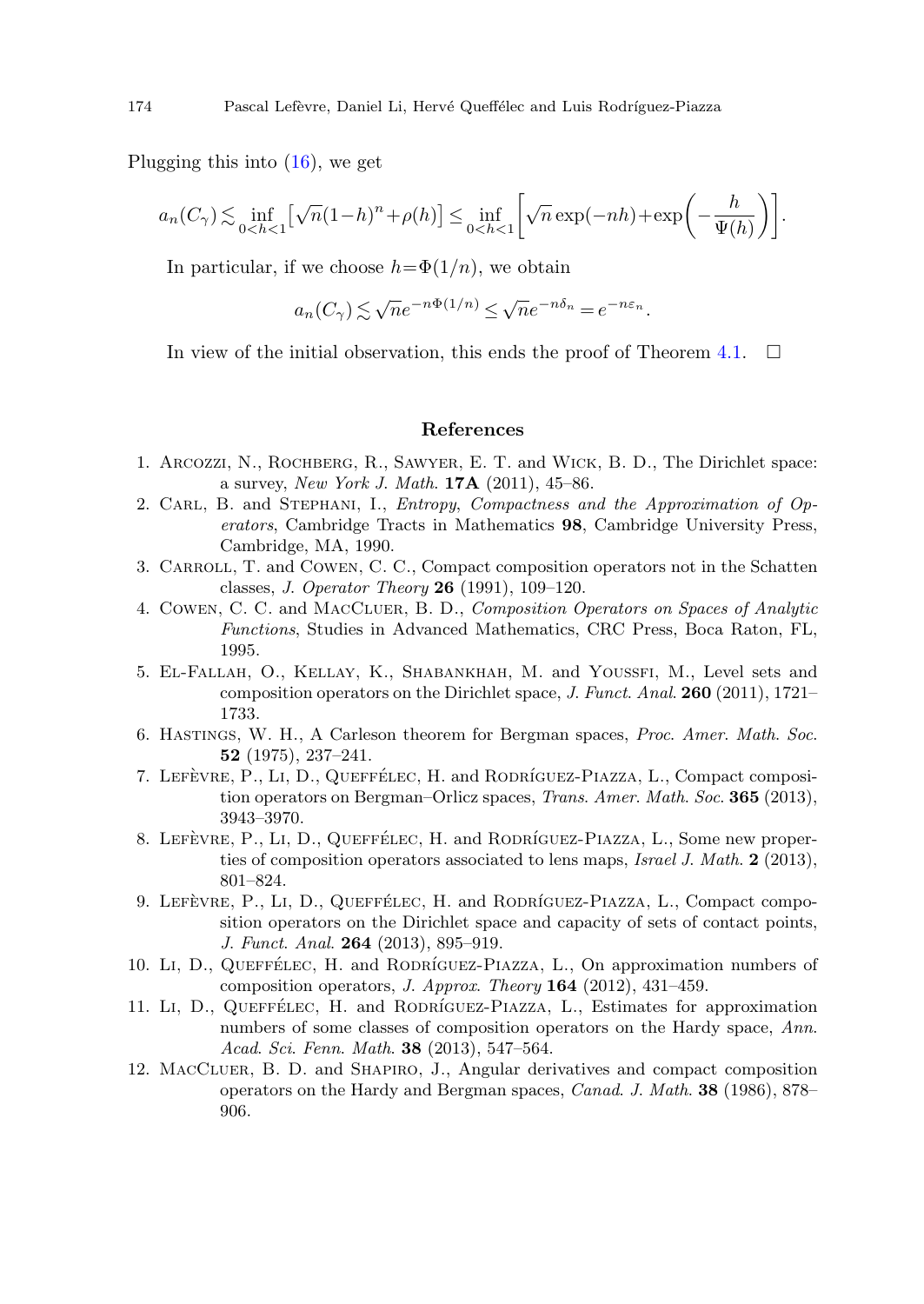Plugging this into (16), we get

$$a_n(C_\gamma) \lesssim \inf_{0<h<1} \left[\sqrt{n}(1-h)^n + \rho(h)\right] \leq \inf_{0<h<1} \left[\sqrt{n}\exp(-nh) + \exp\left(-\frac{h}{\Psi(h)}\right)\right].$$

In particular, if we choose $h = \Phi(1/n)$, we obtain

$$a_n(C_\gamma) \lesssim \sqrt{n} e^{-n\Phi(1/n)} \leq \sqrt{n} e^{-n\delta_n} = e^{-n\varepsilon_n}.$$

In view of the initial observation, this ends the proof of Theorem 4.1. □

## References

1. Arcozzi, N., Rochberg, R., Sawyer, E. T. and Wick, B. D., The Dirichlet space: a survey, *New York J. Math.* **17A** (2011), 45–86.
2. Carl, B. and Stephani, I., *Entropy, Compactness and the Approximation of Operators*, Cambridge Tracts in Mathematics **98**, Cambridge University Press, Cambridge, MA, 1990.
3. Carroll, T. and Cowen, C. C., Compact composition operators not in the Schatten classes, *J. Operator Theory* **26** (1991), 109–120.
4. Cowen, C. C. and MacCluer, B. D., *Composition Operators on Spaces of Analytic Functions*, Studies in Advanced Mathematics, CRC Press, Boca Raton, FL, 1995.
5. El-Fallah, O., Kellay, K., Shabankhah, M. and Youssfi, M., Level sets and composition operators on the Dirichlet space, *J. Funct. Anal.* **260** (2011), 1721–1733.
6. Hastings, W. H., A Carleson theorem for Bergman spaces, *Proc. Amer. Math. Soc.* **52** (1975), 237–241.
7. Lefèvre, P., Li, D., Queffélec, H. and Rodríguez-Piazza, L., Compact composition operators on Bergman–Orlicz spaces, *Trans. Amer. Math. Soc.* **365** (2013), 3943–3970.
8. Lefèvre, P., Li, D., Queffélec, H. and Rodríguez-Piazza, L., Some new properties of composition operators associated to lens maps, *Israel J. Math.* **2** (2013), 801–824.
9. Lefèvre, P., Li, D., Queffélec, H. and Rodríguez-Piazza, L., Compact composition operators on the Dirichlet space and capacity of sets of contact points, *J. Funct. Anal.* **264** (2013), 895–919.
10. Li, D., Queffélec, H. and Rodríguez-Piazza, L., On approximation numbers of composition operators, *J. Approx. Theory* **164** (2012), 431–459.
11. Li, D., Queffélec, H. and Rodríguez-Piazza, L., Estimates for approximation numbers of some classes of composition operators on the Hardy space, *Ann. Acad. Sci. Fenn. Math.* **38** (2013), 547–564.
12. MacCluer, B. D. and Shapiro, J., Angular derivatives and compact composition operators on the Hardy and Bergman spaces, *Canad. J. Math.* **38** (1986), 878–906.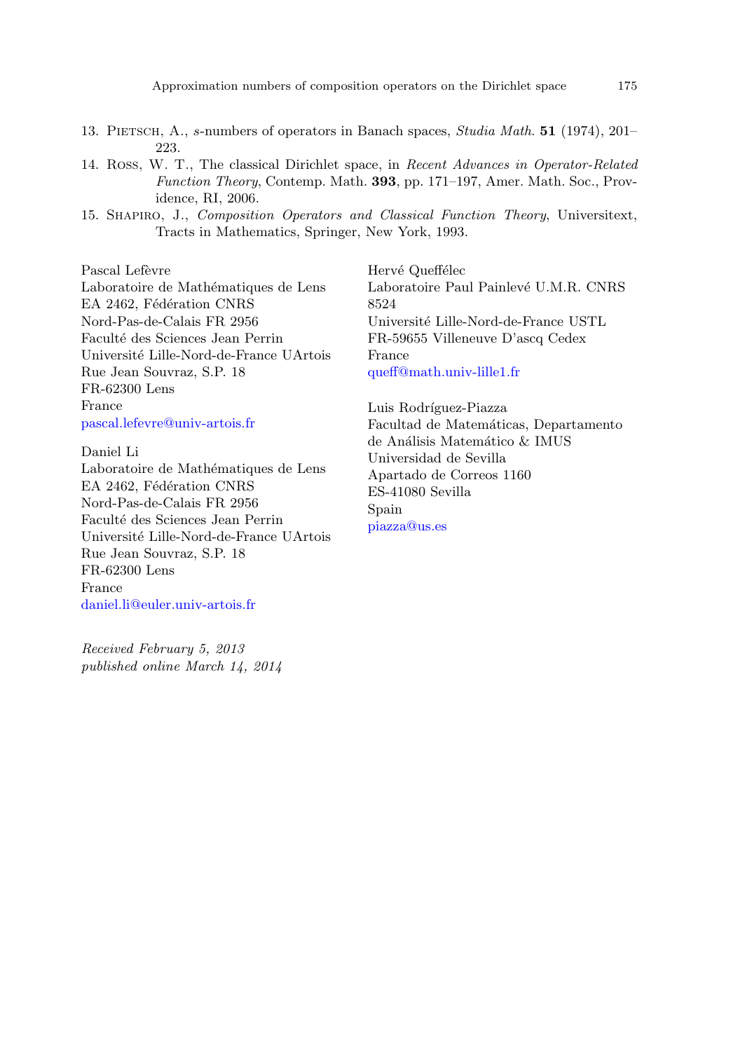13. Pietsch, A., *s*-numbers of operators in Banach spaces, *Studia Math.* **51** (1974), 201–223.
14. Ross, W. T., The classical Dirichlet space, in *Recent Advances in Operator-Related Function Theory*, Contemp. Math. **393**, pp. 171–197, Amer. Math. Soc., Providence, RI, 2006.
15. Shapiro, J., *Composition Operators and Classical Function Theory*, Universitext, Tracts in Mathematics, Springer, New York, 1993.

Pascal Lefèvre
Laboratoire de Mathématiques de Lens
EA 2462, Fédération CNRS
Nord-Pas-de-Calais FR 2956
Faculté des Sciences Jean Perrin
Université Lille-Nord-de-France UArtois
Rue Jean Souvraz, S.P. 18
FR-62300 Lens
France
pascal.lefevre@univ-artois.fr

Daniel Li
Laboratoire de Mathématiques de Lens
EA 2462, Fédération CNRS
Nord-Pas-de-Calais FR 2956
Faculté des Sciences Jean Perrin
Université Lille-Nord-de-France UArtois
Rue Jean Souvraz, S.P. 18
FR-62300 Lens
France
daniel.li@euler.univ-artois.fr

Hervé Queffélec
Laboratoire Paul Painlevé U.M.R. CNRS 8524
Université Lille-Nord-de-France USTL
FR-59655 Villeneuve D'ascq Cedex
France
queff@math.univ-lille1.fr

Luis Rodríguez-Piazza
Facultad de Matemáticas, Departamento de Análisis Matemático & IMUS
Universidad de Sevilla
Apartado de Correos 1160
ES-41080 Sevilla
Spain
piazza@us.es

*Received February 5, 2013*
*published online March 14, 2014*